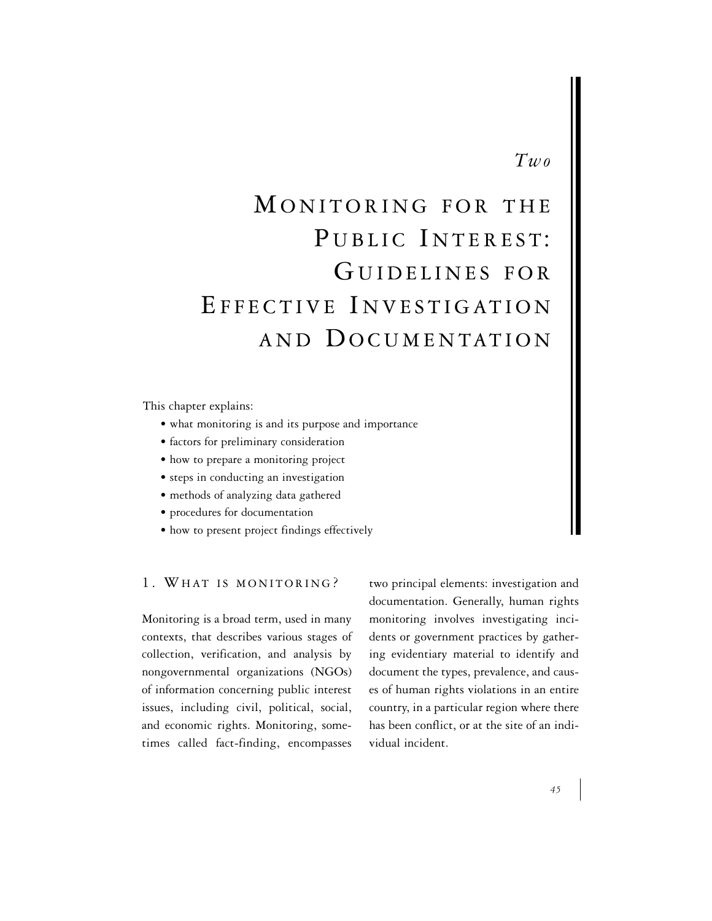*Two*

# Monitoring for the Public Interest: Guidelines for Effective Investigation and Documentation

This chapter explains:

- what monitoring is and its purpose and importance
- factors for preliminary consideration
- how to prepare a monitoring project
- steps in conducting an investigation
- methods of analyzing data gathered
- procedures for documentation
- how to present project findings effectively

## 1. What is monitoring?

Monitoring is a broad term, used in many contexts, that describes various stages of collection, verification, and analysis by nongovernmental organizations (NGOs) of information concerning public interest issues, including civil, political, social, and economic rights. Monitoring, sometimes called fact-finding, encompasses two principal elements: investigation and documentation. Generally, human rights monitoring involves investigating incidents or government practices by gathering evidentiary material to identify and document the types, prevalence, and causes of human rights violations in an entire country, in a particular region where there has been conflict, or at the site of an individual incident.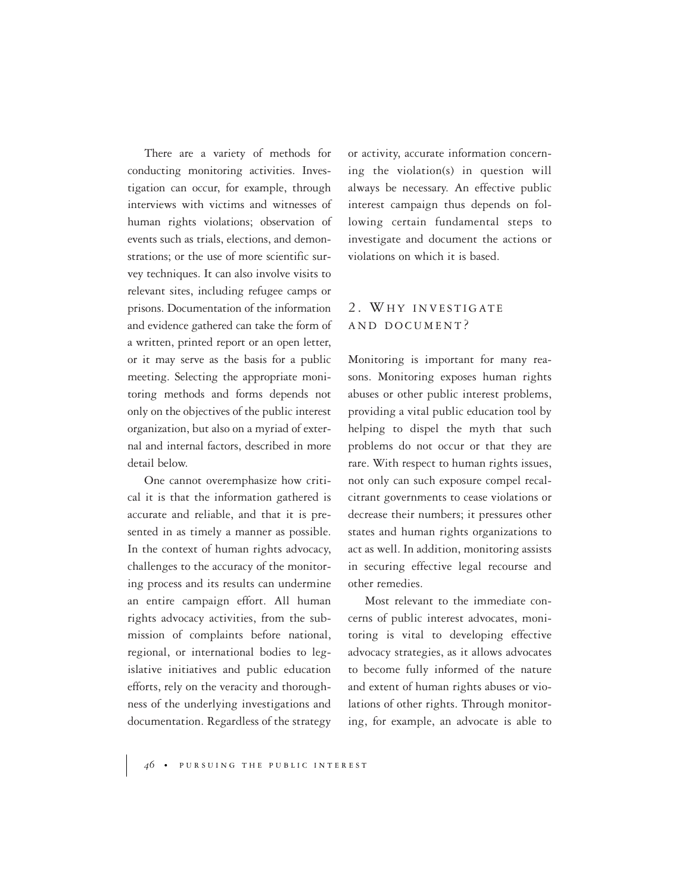There are a variety of methods for conducting monitoring activities. Investigation can occur, for example, through interviews with victims and witnesses of human rights violations; observation of events such as trials, elections, and demonstrations; or the use of more scientific survey techniques. It can also involve visits to relevant sites, including refugee camps or prisons. Documentation of the information and evidence gathered can take the form of a written, printed report or an open letter, or it may serve as the basis for a public meeting. Selecting the appropriate monitoring methods and forms depends not only on the objectives of the public interest organization, but also on a myriad of external and internal factors, described in more detail below.

One cannot overemphasize how critical it is that the information gathered is accurate and reliable, and that it is presented in as timely a manner as possible. In the context of human rights advocacy, challenges to the accuracy of the monitoring process and its results can undermine an entire campaign effort. All human rights advocacy activities, from the submission of complaints before national, regional, or international bodies to legislative initiatives and public education efforts, rely on the veracity and thoroughness of the underlying investigations and documentation. Regardless of the strategy or activity, accurate information concerning the violation(s) in question will always be necessary. An effective public interest campaign thus depends on following certain fundamental steps to investigate and document the actions or violations on which it is based.

## 2. Why Investigate and Document?

Monitoring is important for many reasons. Monitoring exposes human rights abuses or other public interest problems, providing a vital public education tool by helping to dispel the myth that such problems do not occur or that they are rare. With respect to human rights issues, not only can such exposure compel recalcitrant governments to cease violations or decrease their numbers; it pressures other states and human rights organizations to act as well. In addition, monitoring assists in securing effective legal recourse and other remedies.

Most relevant to the immediate concerns of public interest advocates, monitoring is vital to developing effective advocacy strategies, as it allows advocates to become fully informed of the nature and extent of human rights abuses or violations of other rights. Through monitoring, for example, an advocate is able to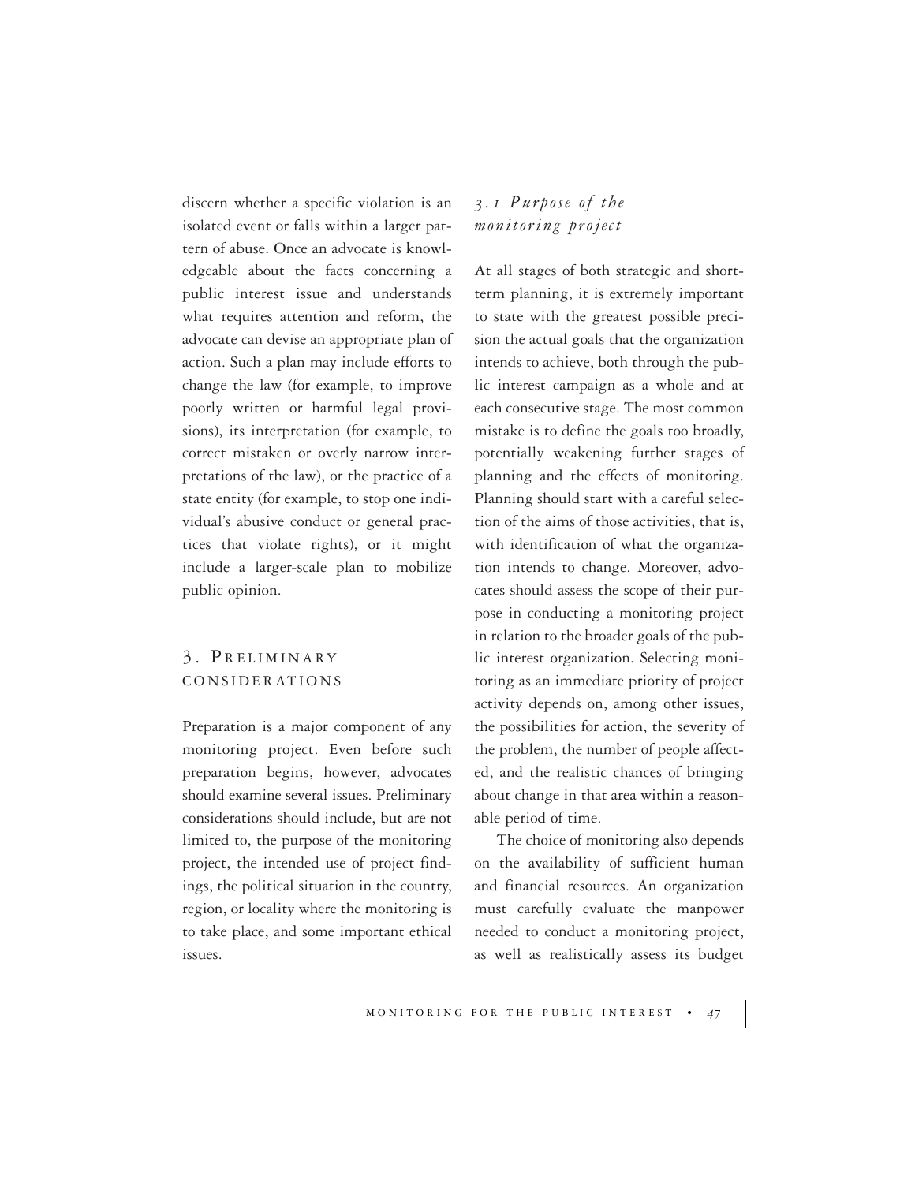discern whether a specific violation is an isolated event or falls within a larger pattern of abuse. Once an advocate is knowledgeable about the facts concerning a public interest issue and understands what requires attention and reform, the advocate can devise an appropriate plan of action. Such a plan may include efforts to change the law (for example, to improve poorly written or harmful legal provisions), its interpretation (for example, to correct mistaken or overly narrow interpretations of the law), or the practice of a state entity (for example, to stop one individual's abusive conduct or general practices that violate rights), or it might include a larger-scale plan to mobilize public opinion.

## 3. Preliminary considerations

Preparation is a major component of any monitoring project. Even before such preparation begins, however, advocates should examine several issues. Preliminary considerations should include, but are not limited to, the purpose of the monitoring project, the intended use of project findings, the political situation in the country, region, or locality where the monitoring is to take place, and some important ethical issues.

### *3.1 Purpose of the monitoring project*

At all stages of both strategic and short-term planning, it is extremely important to state with the greatest possible precision the actual goals that the organization intends to achieve, both through the public interest campaign as a whole and at each consecutive stage. The most common mistake is to define the goals too broadly, potentially weakening further stages of planning and the effects of monitoring. Planning should start with a careful selection of the aims of those activities, that is, with identification of what the organization intends to change. Moreover, advocates should assess the scope of their purpose in conducting a monitoring project in relation to the broader goals of the public interest organization. Selecting monitoring as an immediate priority of project activity depends on, among other issues, the possibilities for action, the severity of the problem, the number of people affected, and the realistic chances of bringing about change in that area within a reasonable period of time.

The choice of monitoring also depends on the availability of sufficient human and financial resources. An organization must carefully evaluate the manpower needed to conduct a monitoring project, as well as realistically assess its budget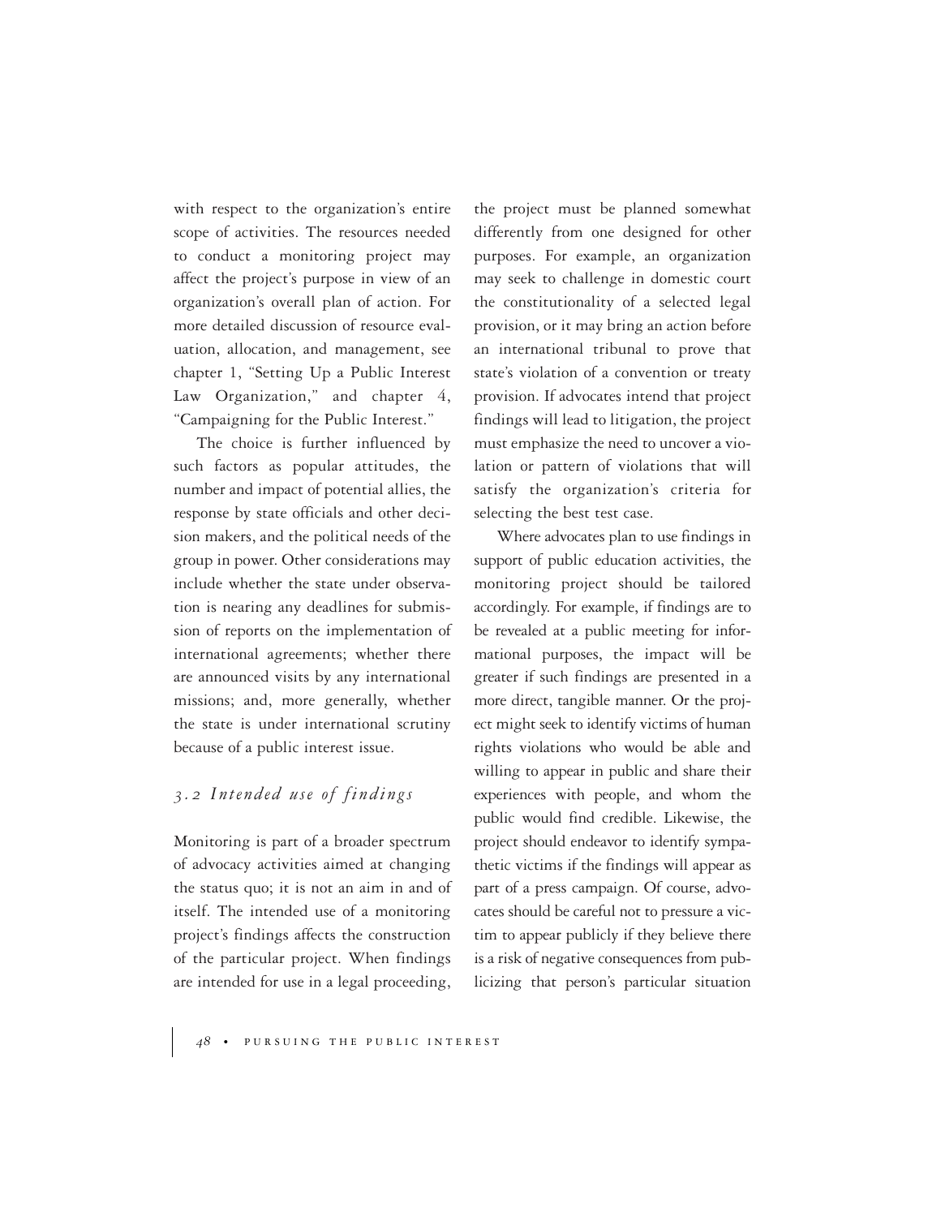with respect to the organization's entire scope of activities. The resources needed to conduct a monitoring project may affect the project's purpose in view of an organization's overall plan of action. For more detailed discussion of resource evaluation, allocation, and management, see chapter 1, "Setting Up a Public Interest Law Organization," and chapter 4, "Campaigning for the Public Interest."

The choice is further influenced by such factors as popular attitudes, the number and impact of potential allies, the response by state officials and other decision makers, and the political needs of the group in power. Other considerations may include whether the state under observation is nearing any deadlines for submission of reports on the implementation of international agreements; whether there are announced visits by any international missions; and, more generally, whether the state is under international scrutiny because of a public interest issue.

### *3.2 Intended use of findings*

Monitoring is part of a broader spectrum of advocacy activities aimed at changing the status quo; it is not an aim in and of itself. The intended use of a monitoring project's findings affects the construction of the particular project. When findings are intended for use in a legal proceeding, the project must be planned somewhat differently from one designed for other purposes. For example, an organization may seek to challenge in domestic court the constitutionality of a selected legal provision, or it may bring an action before an international tribunal to prove that state's violation of a convention or treaty provision. If advocates intend that project findings will lead to litigation, the project must emphasize the need to uncover a violation or pattern of violations that will satisfy the organization's criteria for selecting the best test case.

Where advocates plan to use findings in support of public education activities, the monitoring project should be tailored accordingly. For example, if findings are to be revealed at a public meeting for informational purposes, the impact will be greater if such findings are presented in a more direct, tangible manner. Or the project might seek to identify victims of human rights violations who would be able and willing to appear in public and share their experiences with people, and whom the public would find credible. Likewise, the project should endeavor to identify sympathetic victims if the findings will appear as part of a press campaign. Of course, advocates should be careful not to pressure a victim to appear publicly if they believe there is a risk of negative consequences from publicizing that person's particular situation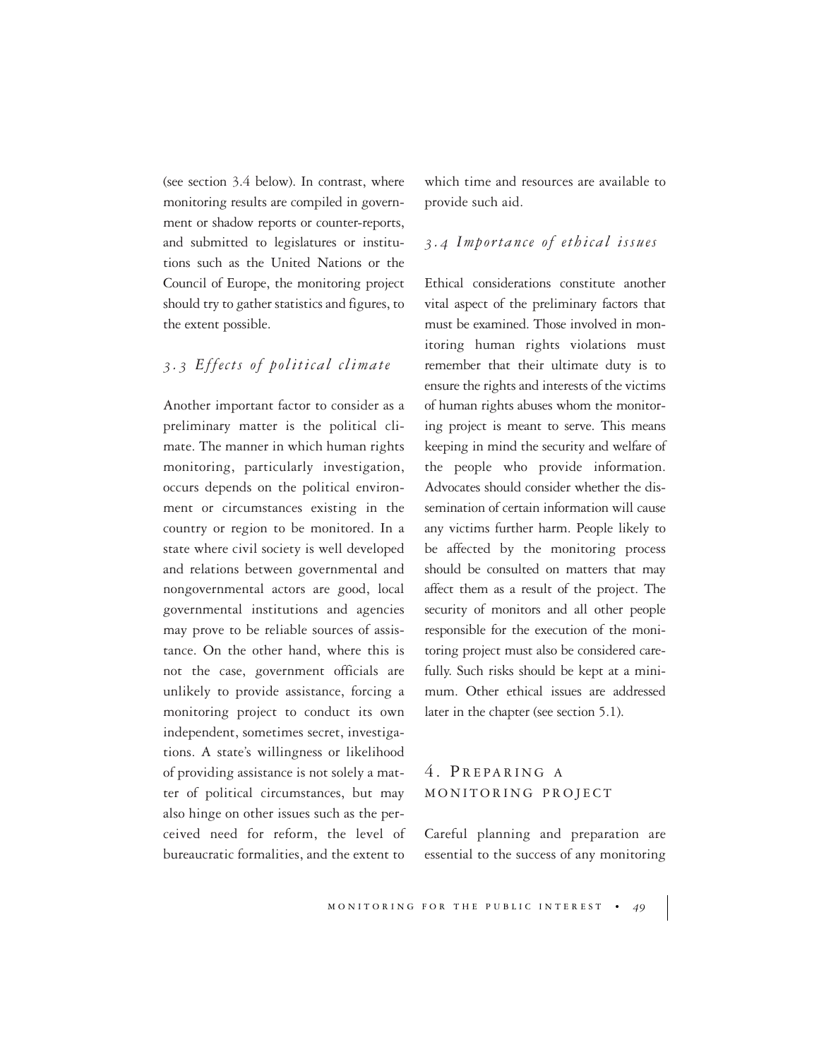(see section 3.4 below). In contrast, where monitoring results are compiled in government or shadow reports or counter-reports, and submitted to legislatures or institutions such as the United Nations or the Council of Europe, the monitoring project should try to gather statistics and figures, to the extent possible.

### *3.3 Effects of political climate*

Another important factor to consider as a preliminary matter is the political climate. The manner in which human rights monitoring, particularly investigation, occurs depends on the political environment or circumstances existing in the country or region to be monitored. In a state where civil society is well developed and relations between governmental and nongovernmental actors are good, local governmental institutions and agencies may prove to be reliable sources of assistance. On the other hand, where this is not the case, government officials are unlikely to provide assistance, forcing a monitoring project to conduct its own independent, sometimes secret, investigations. A state's willingness or likelihood of providing assistance is not solely a matter of political circumstances, but may also hinge on other issues such as the perceived need for reform, the level of bureaucratic formalities, and the extent to which time and resources are available to provide such aid.

### *3.4 Importance of ethical issues*

Ethical considerations constitute another vital aspect of the preliminary factors that must be examined. Those involved in monitoring human rights violations must remember that their ultimate duty is to ensure the rights and interests of the victims of human rights abuses whom the monitoring project is meant to serve. This means keeping in mind the security and welfare of the people who provide information. Advocates should consider whether the dissemination of certain information will cause any victims further harm. People likely to be affected by the monitoring process should be consulted on matters that may affect them as a result of the project. The security of monitors and all other people responsible for the execution of the monitoring project must also be considered carefully. Such risks should be kept at a minimum. Other ethical issues are addressed later in the chapter (see section 5.1).

## 4. Preparing a monitoring project

Careful planning and preparation are essential to the success of any monitoring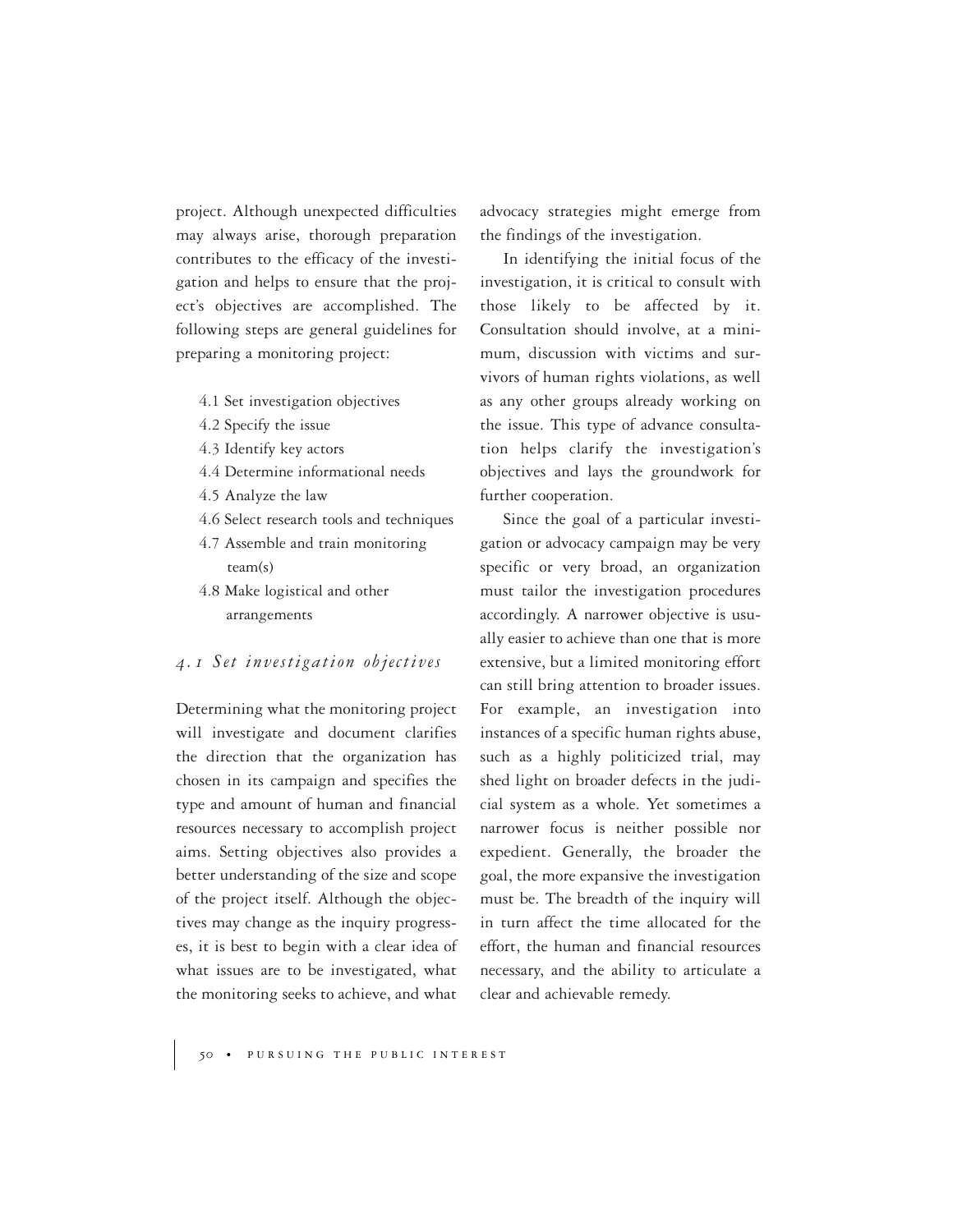project. Although unexpected difficulties may always arise, thorough preparation contributes to the efficacy of the investigation and helps to ensure that the project's objectives are accomplished. The following steps are general guidelines for preparing a monitoring project:

- 4.1 Set investigation objectives
- 4.2 Specify the issue
- 4.3 Identify key actors
- 4.4 Determine informational needs
- 4.5 Analyze the law
- 4.6 Select research tools and techniques
- 4.7 Assemble and train monitoring team(s)
- 4.8 Make logistical and other arrangements

### *4.1 Set investigation objectives*

Determining what the monitoring project will investigate and document clarifies the direction that the organization has chosen in its campaign and specifies the type and amount of human and financial resources necessary to accomplish project aims. Setting objectives also provides a better understanding of the size and scope of the project itself. Although the objectives may change as the inquiry progresses, it is best to begin with a clear idea of what issues are to be investigated, what the monitoring seeks to achieve, and what advocacy strategies might emerge from the findings of the investigation.

In identifying the initial focus of the investigation, it is critical to consult with those likely to be affected by it. Consultation should involve, at a minimum, discussion with victims and survivors of human rights violations, as well as any other groups already working on the issue. This type of advance consultation helps clarify the investigation's objectives and lays the groundwork for further cooperation.

Since the goal of a particular investigation or advocacy campaign may be very specific or very broad, an organization must tailor the investigation procedures accordingly. A narrower objective is usually easier to achieve than one that is more extensive, but a limited monitoring effort can still bring attention to broader issues. For example, an investigation into instances of a specific human rights abuse, such as a highly politicized trial, may shed light on broader defects in the judicial system as a whole. Yet sometimes a narrower focus is neither possible nor expedient. Generally, the broader the goal, the more expansive the investigation must be. The breadth of the inquiry will in turn affect the time allocated for the effort, the human and financial resources necessary, and the ability to articulate a clear and achievable remedy.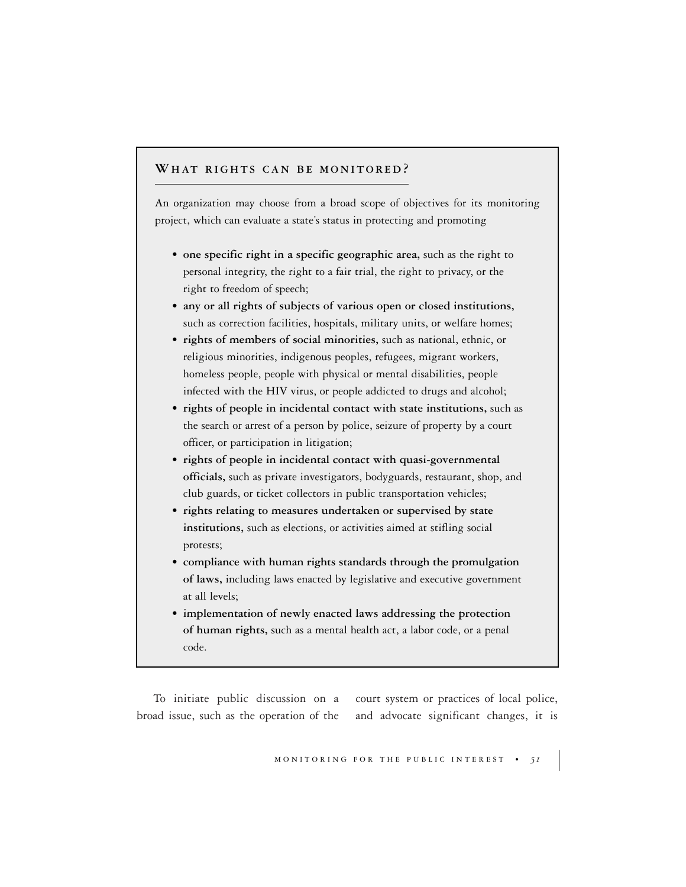## What rights can be monitored?

An organization may choose from a broad scope of objectives for its monitoring project, which can evaluate a state's status in protecting and promoting

- **one specific right in a specific geographic area,** such as the right to personal integrity, the right to a fair trial, the right to privacy, or the right to freedom of speech;
- **any or all rights of subjects of various open or closed institutions,** such as correction facilities, hospitals, military units, or welfare homes;
- **rights of members of social minorities,** such as national, ethnic, or religious minorities, indigenous peoples, refugees, migrant workers, homeless people, people with physical or mental disabilities, people infected with the HIV virus, or people addicted to drugs and alcohol;
- **rights of people in incidental contact with state institutions,** such as the search or arrest of a person by police, seizure of property by a court officer, or participation in litigation;
- **rights of people in incidental contact with quasi-governmental officials,** such as private investigators, bodyguards, restaurant, shop, and club guards, or ticket collectors in public transportation vehicles;
- **rights relating to measures undertaken or supervised by state institutions,** such as elections, or activities aimed at stifling social protests;
- **compliance with human rights standards through the promulgation of laws,** including laws enacted by legislative and executive government at all levels;
- **implementation of newly enacted laws addressing the protection of human rights,** such as a mental health act, a labor code, or a penal code.

To initiate public discussion on a broad issue, such as the operation of the court system or practices of local police, and advocate significant changes, it is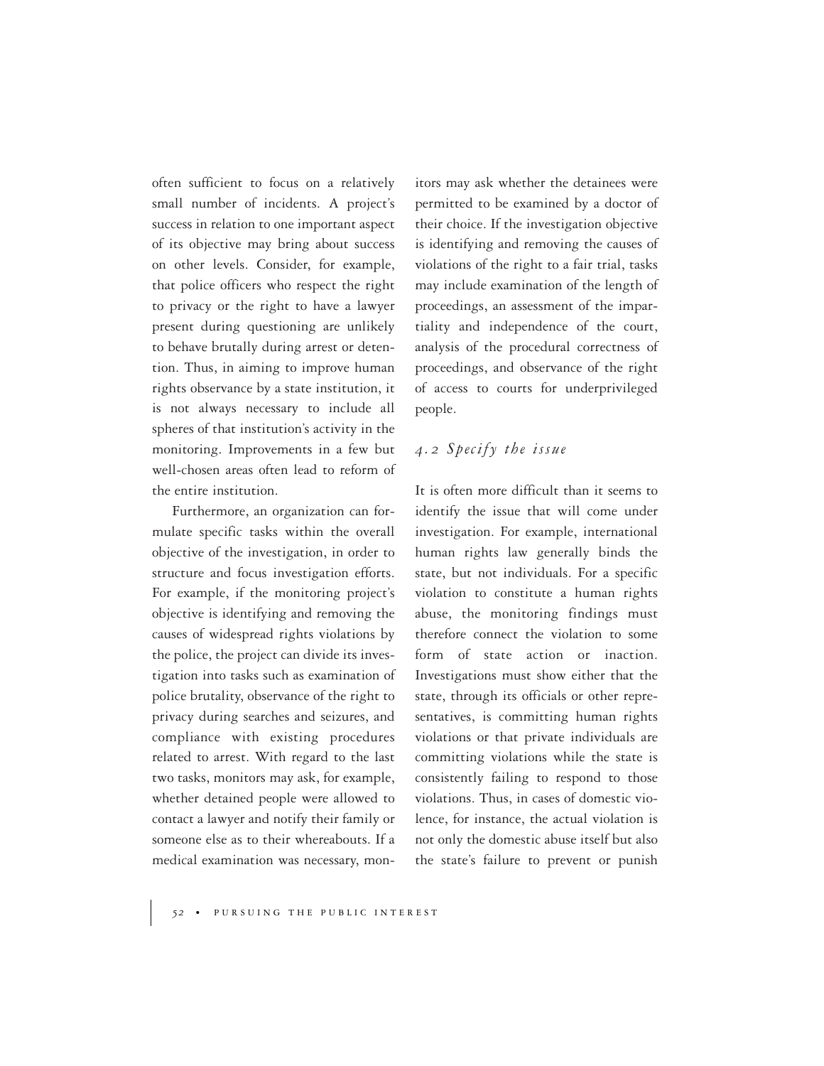often sufficient to focus on a relatively small number of incidents. A project's success in relation to one important aspect of its objective may bring about success on other levels. Consider, for example, that police officers who respect the right to privacy or the right to have a lawyer present during questioning are unlikely to behave brutally during arrest or detention. Thus, in aiming to improve human rights observance by a state institution, it is not always necessary to include all spheres of that institution's activity in the monitoring. Improvements in a few but well-chosen areas often lead to reform of the entire institution.

Furthermore, an organization can formulate specific tasks within the overall objective of the investigation, in order to structure and focus investigation efforts. For example, if the monitoring project's objective is identifying and removing the causes of widespread rights violations by the police, the project can divide its investigation into tasks such as examination of police brutality, observance of the right to privacy during searches and seizures, and compliance with existing procedures related to arrest. With regard to the last two tasks, monitors may ask, for example, whether detained people were allowed to contact a lawyer and notify their family or someone else as to their whereabouts. If a medical examination was necessary, monitors may ask whether the detainees were permitted to be examined by a doctor of their choice. If the investigation objective is identifying and removing the causes of violations of the right to a fair trial, tasks may include examination of the length of proceedings, an assessment of the impartiality and independence of the court, analysis of the procedural correctness of proceedings, and observance of the right of access to courts for underprivileged people.

## *4.2 Specify the issue*

It is often more difficult than it seems to identify the issue that will come under investigation. For example, international human rights law generally binds the state, but not individuals. For a specific violation to constitute a human rights abuse, the monitoring findings must therefore connect the violation to some form of state action or inaction. Investigations must show either that the state, through its officials or other representatives, is committing human rights violations or that private individuals are committing violations while the state is consistently failing to respond to those violations. Thus, in cases of domestic violence, for instance, the actual violation is not only the domestic abuse itself but also the state's failure to prevent or punish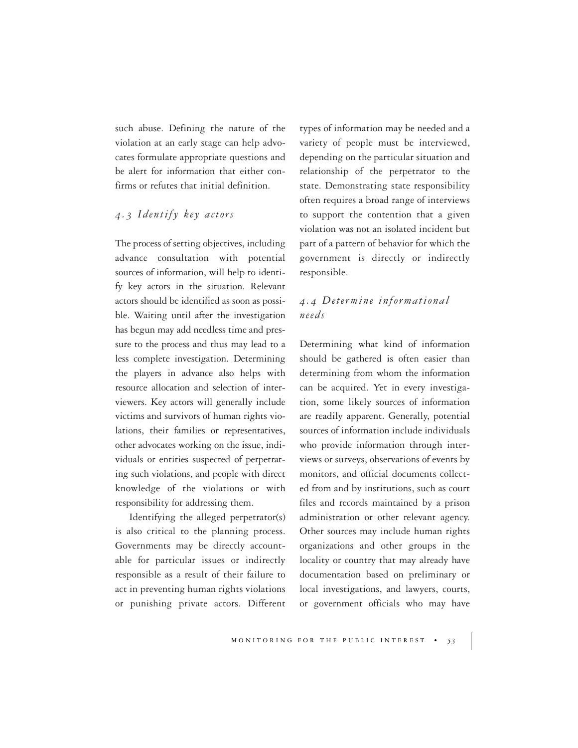such abuse. Defining the nature of the violation at an early stage can help advocates formulate appropriate questions and be alert for information that either confirms or refutes that initial definition.

### *4.3 Identify key actors*

The process of setting objectives, including advance consultation with potential sources of information, will help to identify key actors in the situation. Relevant actors should be identified as soon as possible. Waiting until after the investigation has begun may add needless time and pressure to the process and thus may lead to a less complete investigation. Determining the players in advance also helps with resource allocation and selection of interviewers. Key actors will generally include victims and survivors of human rights violations, their families or representatives, other advocates working on the issue, individuals or entities suspected of perpetrating such violations, and people with direct knowledge of the violations or with responsibility for addressing them.

Identifying the alleged perpetrator(s) is also critical to the planning process. Governments may be directly accountable for particular issues or indirectly responsible as a result of their failure to act in preventing human rights violations or punishing private actors. Different types of information may be needed and a variety of people must be interviewed, depending on the particular situation and relationship of the perpetrator to the state. Demonstrating state responsibility often requires a broad range of interviews to support the contention that a given violation was not an isolated incident but part of a pattern of behavior for which the government is directly or indirectly responsible.

### *4.4 Determine informational needs*

Determining what kind of information should be gathered is often easier than determining from whom the information can be acquired. Yet in every investigation, some likely sources of information are readily apparent. Generally, potential sources of information include individuals who provide information through interviews or surveys, observations of events by monitors, and official documents collected from and by institutions, such as court files and records maintained by a prison administration or other relevant agency. Other sources may include human rights organizations and other groups in the locality or country that may already have documentation based on preliminary or local investigations, and lawyers, courts, or government officials who may have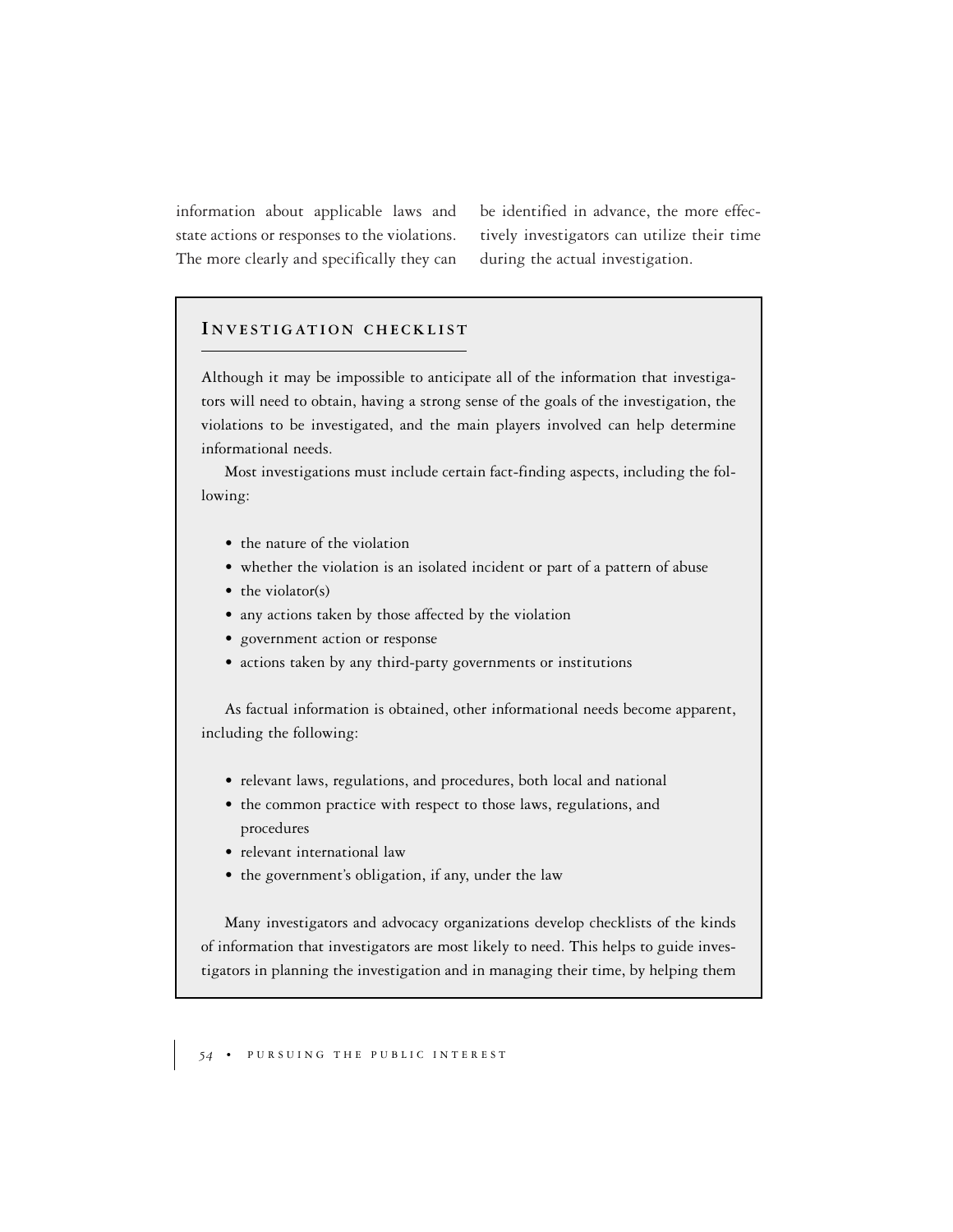information about applicable laws and state actions or responses to the violations. The more clearly and specifically they can be identified in advance, the more effectively investigators can utilize their time during the actual investigation.

### Investigation checklist

Although it may be impossible to anticipate all of the information that investigators will need to obtain, having a strong sense of the goals of the investigation, the violations to be investigated, and the main players involved can help determine informational needs.

Most investigations must include certain fact-finding aspects, including the following:

- the nature of the violation
- whether the violation is an isolated incident or part of a pattern of abuse
- the violator(s)
- any actions taken by those affected by the violation
- government action or response
- actions taken by any third-party governments or institutions

As factual information is obtained, other informational needs become apparent, including the following:

- relevant laws, regulations, and procedures, both local and national
- the common practice with respect to those laws, regulations, and procedures
- relevant international law
- the government's obligation, if any, under the law

Many investigators and advocacy organizations develop checklists of the kinds of information that investigators are most likely to need. This helps to guide investigators in planning the investigation and in managing their time, by helping them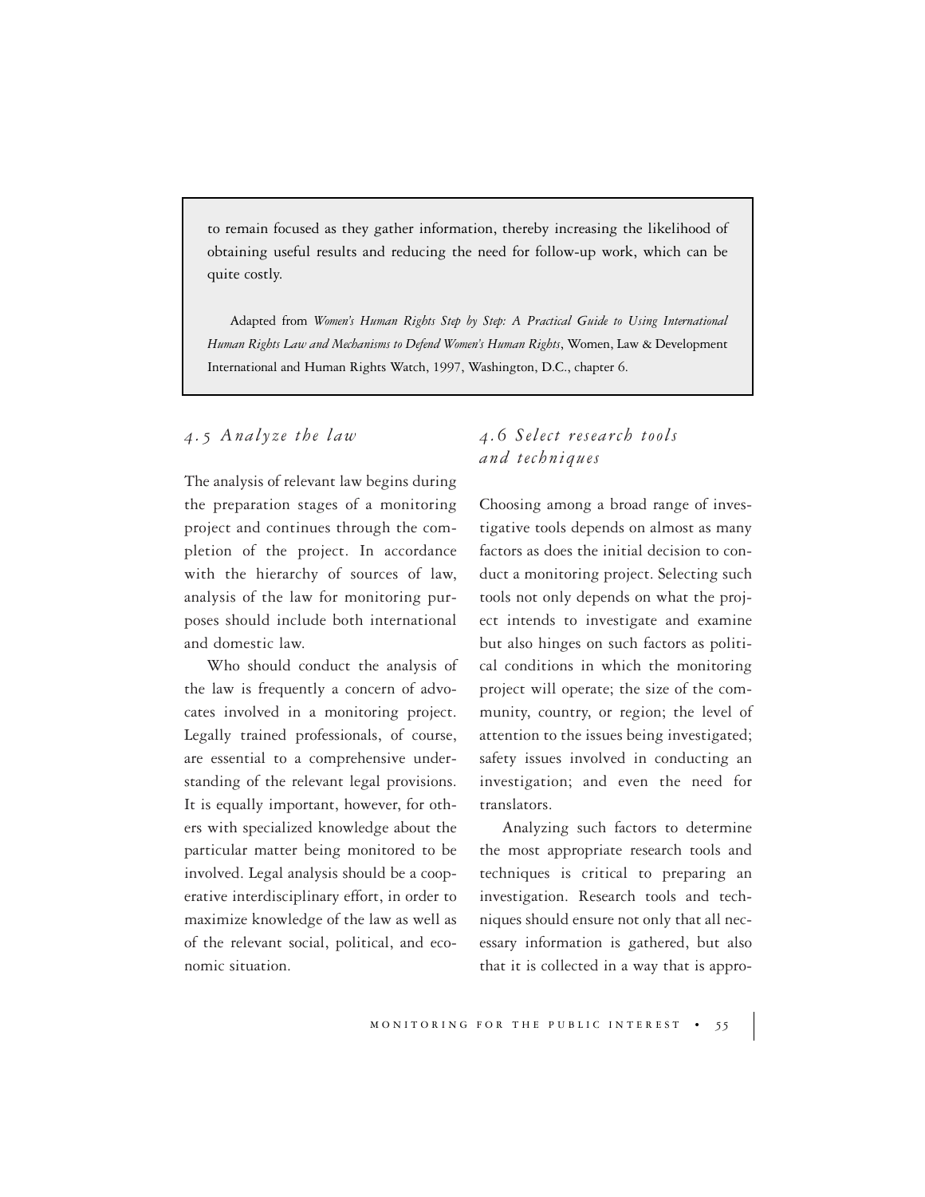to remain focused as they gather information, thereby increasing the likelihood of obtaining useful results and reducing the need for follow-up work, which can be quite costly.

Adapted from *Women's Human Rights Step by Step: A Practical Guide to Using International Human Rights Law and Mechanisms to Defend Women's Human Rights*, Women, Law & Development International and Human Rights Watch, 1997, Washington, D.C., chapter 6.

### *4.5 Analyze the law*

The analysis of relevant law begins during the preparation stages of a monitoring project and continues through the completion of the project. In accordance with the hierarchy of sources of law, analysis of the law for monitoring purposes should include both international and domestic law.

Who should conduct the analysis of the law is frequently a concern of advocates involved in a monitoring project. Legally trained professionals, of course, are essential to a comprehensive understanding of the relevant legal provisions. It is equally important, however, for others with specialized knowledge about the particular matter being monitored to be involved. Legal analysis should be a cooperative interdisciplinary effort, in order to maximize knowledge of the law as well as of the relevant social, political, and economic situation.

### *4.6 Select research tools and techniques*

Choosing among a broad range of investigative tools depends on almost as many factors as does the initial decision to conduct a monitoring project. Selecting such tools not only depends on what the project intends to investigate and examine but also hinges on such factors as political conditions in which the monitoring project will operate; the size of the community, country, or region; the level of attention to the issues being investigated; safety issues involved in conducting an investigation; and even the need for translators.

Analyzing such factors to determine the most appropriate research tools and techniques is critical to preparing an investigation. Research tools and techniques should ensure not only that all necessary information is gathered, but also that it is collected in a way that is appro-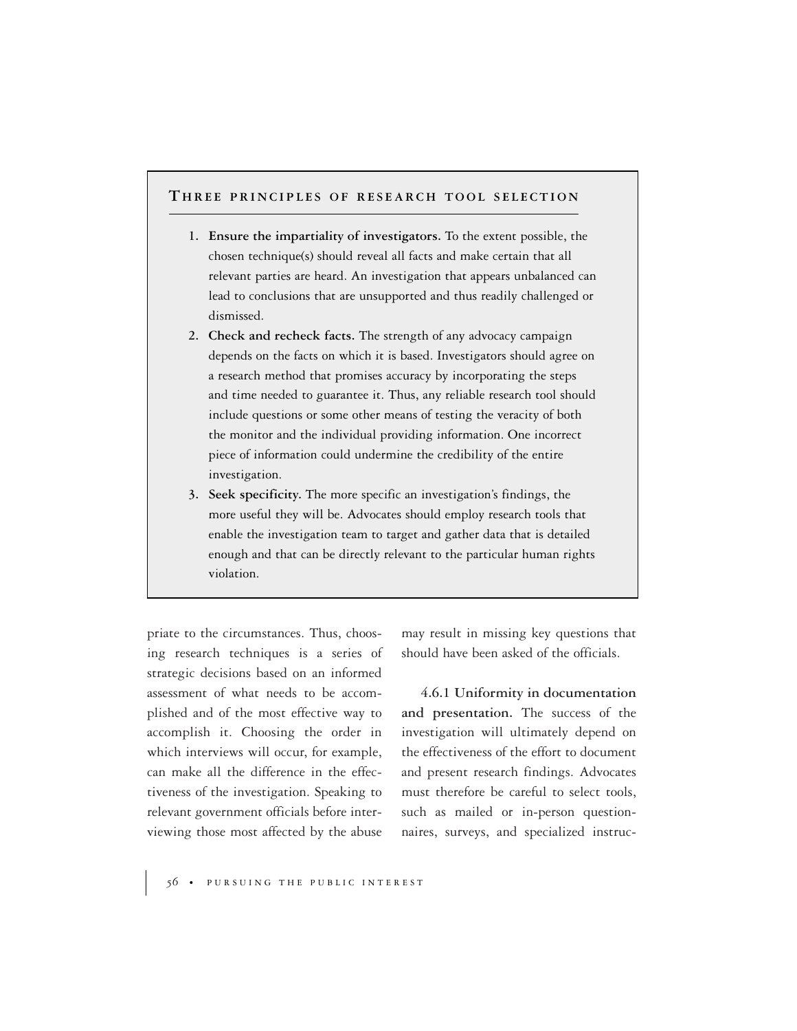## Three principles of research tool selection

1. **Ensure the impartiality of investigators.** To the extent possible, the chosen technique(s) should reveal all facts and make certain that all relevant parties are heard. An investigation that appears unbalanced can lead to conclusions that are unsupported and thus readily challenged or dismissed.
2. **Check and recheck facts.** The strength of any advocacy campaign depends on the facts on which it is based. Investigators should agree on a research method that promises accuracy by incorporating the steps and time needed to guarantee it. Thus, any reliable research tool should include questions or some other means of testing the veracity of both the monitor and the individual providing information. One incorrect piece of information could undermine the credibility of the entire investigation.
3. **Seek specificity.** The more specific an investigation's findings, the more useful they will be. Advocates should employ research tools that enable the investigation team to target and gather data that is detailed enough and that can be directly relevant to the particular human rights violation.

priate to the circumstances. Thus, choosing research techniques is a series of strategic decisions based on an informed assessment of what needs to be accomplished and of the most effective way to accomplish it. Choosing the order in which interviews will occur, for example, can make all the difference in the effectiveness of the investigation. Speaking to relevant government officials before interviewing those most affected by the abuse may result in missing key questions that should have been asked of the officials.

**4.6.1 Uniformity in documentation and presentation.** The success of the investigation will ultimately depend on the effectiveness of the effort to document and present research findings. Advocates must therefore be careful to select tools, such as mailed or in-person questionnaires, surveys, and specialized instruc-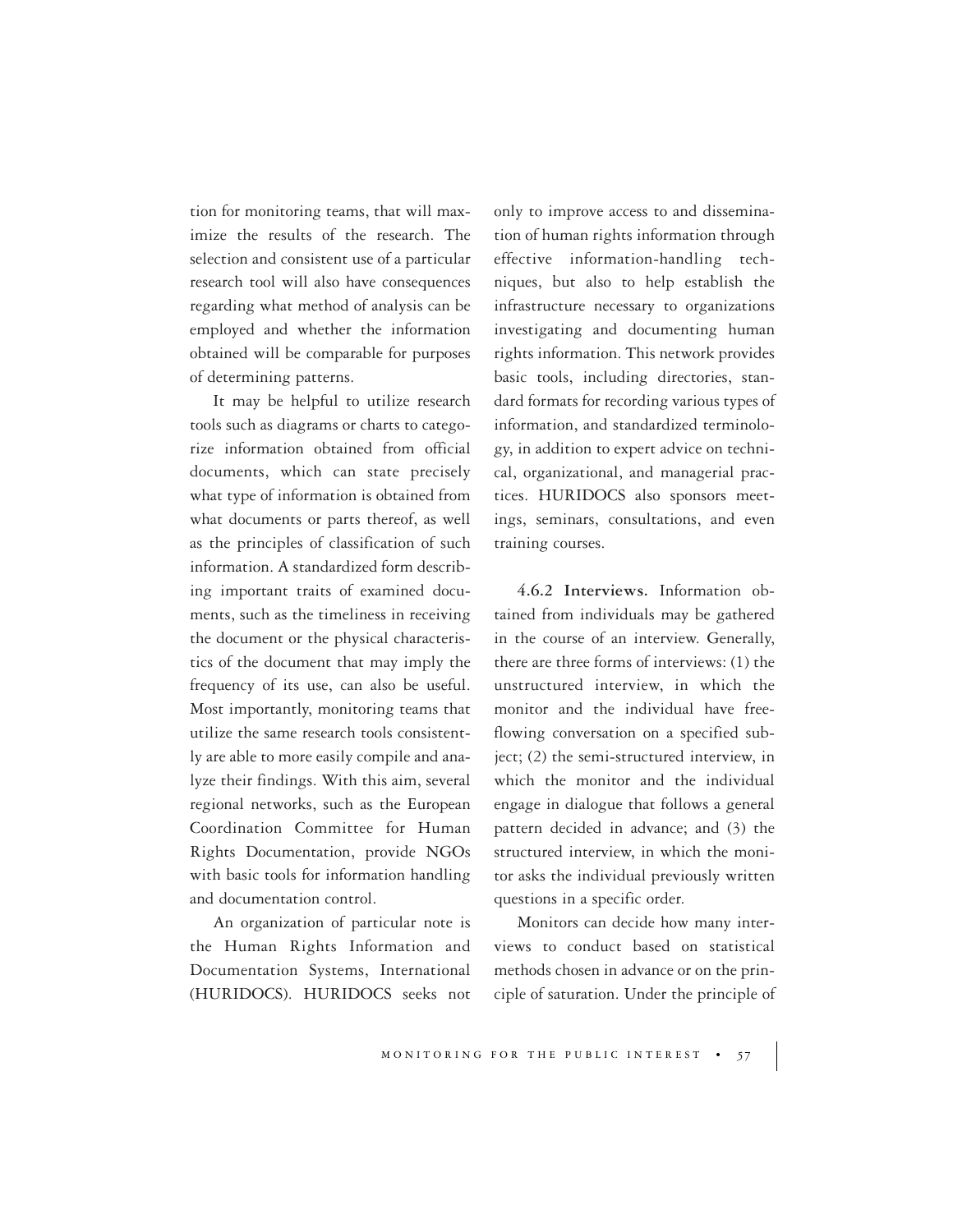tion for monitoring teams, that will maximize the results of the research. The selection and consistent use of a particular research tool will also have consequences regarding what method of analysis can be employed and whether the information obtained will be comparable for purposes of determining patterns.

It may be helpful to utilize research tools such as diagrams or charts to categorize information obtained from official documents, which can state precisely what type of information is obtained from what documents or parts thereof, as well as the principles of classification of such information. A standardized form describing important traits of examined documents, such as the timeliness in receiving the document or the physical characteristics of the document that may imply the frequency of its use, can also be useful. Most importantly, monitoring teams that utilize the same research tools consistently are able to more easily compile and analyze their findings. With this aim, several regional networks, such as the European Coordination Committee for Human Rights Documentation, provide NGOs with basic tools for information handling and documentation control.

An organization of particular note is the Human Rights Information and Documentation Systems, International (HURIDOCS). HURIDOCS seeks not only to improve access to and dissemination of human rights information through effective information-handling techniques, but also to help establish the infrastructure necessary to organizations investigating and documenting human rights information. This network provides basic tools, including directories, standard formats for recording various types of information, and standardized terminology, in addition to expert advice on technical, organizational, and managerial practices. HURIDOCS also sponsors meetings, seminars, consultations, and even training courses.

**4.6.2 Interviews.** Information obtained from individuals may be gathered in the course of an interview. Generally, there are three forms of interviews: (1) the unstructured interview, in which the monitor and the individual have free-flowing conversation on a specified subject; (2) the semi-structured interview, in which the monitor and the individual engage in dialogue that follows a general pattern decided in advance; and (3) the structured interview, in which the monitor asks the individual previously written questions in a specific order.

Monitors can decide how many interviews to conduct based on statistical methods chosen in advance or on the principle of saturation. Under the principle of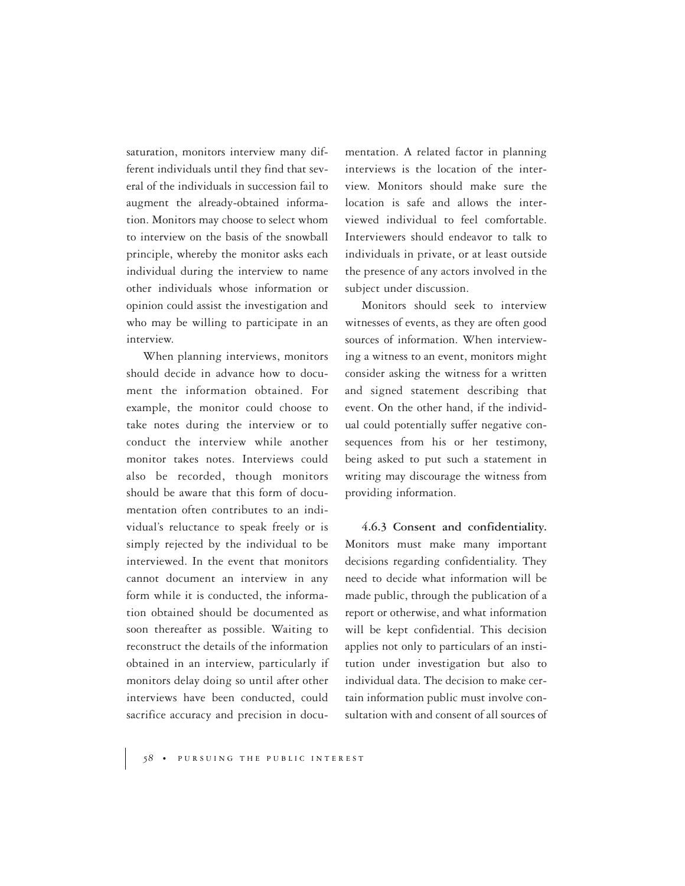saturation, monitors interview many different individuals until they find that several of the individuals in succession fail to augment the already-obtained information. Monitors may choose to select whom to interview on the basis of the snowball principle, whereby the monitor asks each individual during the interview to name other individuals whose information or opinion could assist the investigation and who may be willing to participate in an interview.

When planning interviews, monitors should decide in advance how to document the information obtained. For example, the monitor could choose to take notes during the interview or to conduct the interview while another monitor takes notes. Interviews could also be recorded, though monitors should be aware that this form of documentation often contributes to an individual's reluctance to speak freely or is simply rejected by the individual to be interviewed. In the event that monitors cannot document an interview in any form while it is conducted, the information obtained should be documented as soon thereafter as possible. Waiting to reconstruct the details of the information obtained in an interview, particularly if monitors delay doing so until after other interviews have been conducted, could sacrifice accuracy and precision in documentation. A related factor in planning interviews is the location of the interview. Monitors should make sure the location is safe and allows the interviewed individual to feel comfortable. Interviewers should endeavor to talk to individuals in private, or at least outside the presence of any actors involved in the subject under discussion.

Monitors should seek to interview witnesses of events, as they are often good sources of information. When interviewing a witness to an event, monitors might consider asking the witness for a written and signed statement describing that event. On the other hand, if the individual could potentially suffer negative consequences from his or her testimony, being asked to put such a statement in writing may discourage the witness from providing information.

**4.6.3 Consent and confidentiality.** Monitors must make many important decisions regarding confidentiality. They need to decide what information will be made public, through the publication of a report or otherwise, and what information will be kept confidential. This decision applies not only to particulars of an institution under investigation but also to individual data. The decision to make certain information public must involve consultation with and consent of all sources of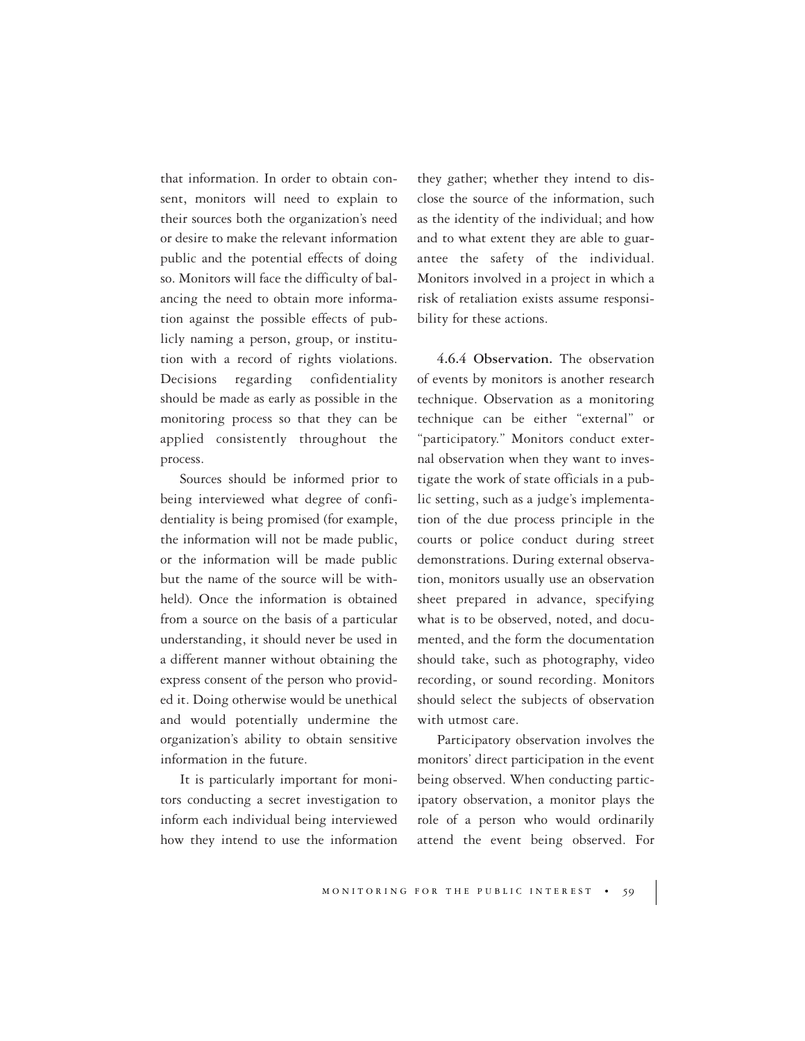that information. In order to obtain consent, monitors will need to explain to their sources both the organization's need or desire to make the relevant information public and the potential effects of doing so. Monitors will face the difficulty of balancing the need to obtain more information against the possible effects of publicly naming a person, group, or institution with a record of rights violations. Decisions regarding confidentiality should be made as early as possible in the monitoring process so that they can be applied consistently throughout the process.

Sources should be informed prior to being interviewed what degree of confidentiality is being promised (for example, the information will not be made public, or the information will be made public but the name of the source will be withheld). Once the information is obtained from a source on the basis of a particular understanding, it should never be used in a different manner without obtaining the express consent of the person who provided it. Doing otherwise would be unethical and would potentially undermine the organization's ability to obtain sensitive information in the future.

It is particularly important for monitors conducting a secret investigation to inform each individual being interviewed how they intend to use the information they gather; whether they intend to disclose the source of the information, such as the identity of the individual; and how and to what extent they are able to guarantee the safety of the individual. Monitors involved in a project in which a risk of retaliation exists assume responsibility for these actions.

**4.6.4 Observation.** The observation of events by monitors is another research technique. Observation as a monitoring technique can be either "external" or "participatory." Monitors conduct external observation when they want to investigate the work of state officials in a public setting, such as a judge's implementation of the due process principle in the courts or police conduct during street demonstrations. During external observation, monitors usually use an observation sheet prepared in advance, specifying what is to be observed, noted, and documented, and the form the documentation should take, such as photography, video recording, or sound recording. Monitors should select the subjects of observation with utmost care.

Participatory observation involves the monitors' direct participation in the event being observed. When conducting participatory observation, a monitor plays the role of a person who would ordinarily attend the event being observed. For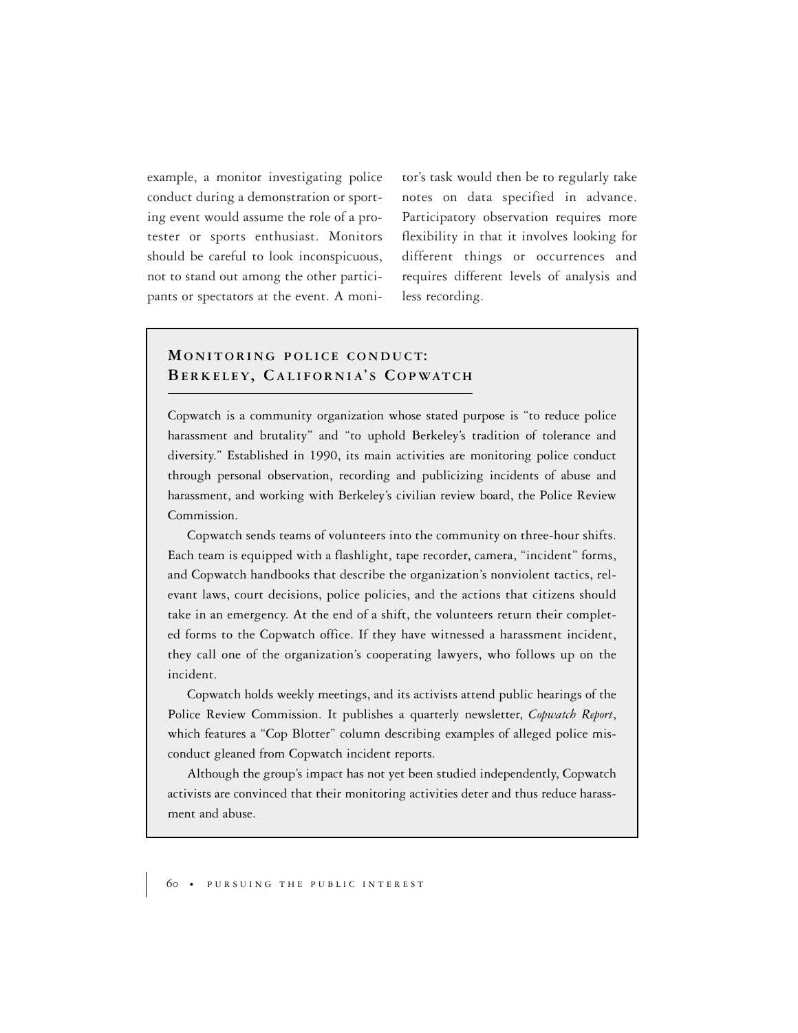example, a monitor investigating police conduct during a demonstration or sporting event would assume the role of a protester or sports enthusiast. Monitors should be careful to look inconspicuous, not to stand out among the other participants or spectators at the event. A monitor's task would then be to regularly take notes on data specified in advance. Participatory observation requires more flexibility in that it involves looking for different things or occurrences and requires different levels of analysis and less recording.

## Monitoring police conduct: Berkeley, California's Copwatch

Copwatch is a community organization whose stated purpose is "to reduce police harassment and brutality" and "to uphold Berkeley's tradition of tolerance and diversity." Established in 1990, its main activities are monitoring police conduct through personal observation, recording and publicizing incidents of abuse and harassment, and working with Berkeley's civilian review board, the Police Review Commission.

Copwatch sends teams of volunteers into the community on three-hour shifts. Each team is equipped with a flashlight, tape recorder, camera, "incident" forms, and Copwatch handbooks that describe the organization's nonviolent tactics, relevant laws, court decisions, police policies, and the actions that citizens should take in an emergency. At the end of a shift, the volunteers return their completed forms to the Copwatch office. If they have witnessed a harassment incident, they call one of the organization's cooperating lawyers, who follows up on the incident.

Copwatch holds weekly meetings, and its activists attend public hearings of the Police Review Commission. It publishes a quarterly newsletter, *Copwatch Report*, which features a "Cop Blotter" column describing examples of alleged police misconduct gleaned from Copwatch incident reports.

Although the group's impact has not yet been studied independently, Copwatch activists are convinced that their monitoring activities deter and thus reduce harassment and abuse.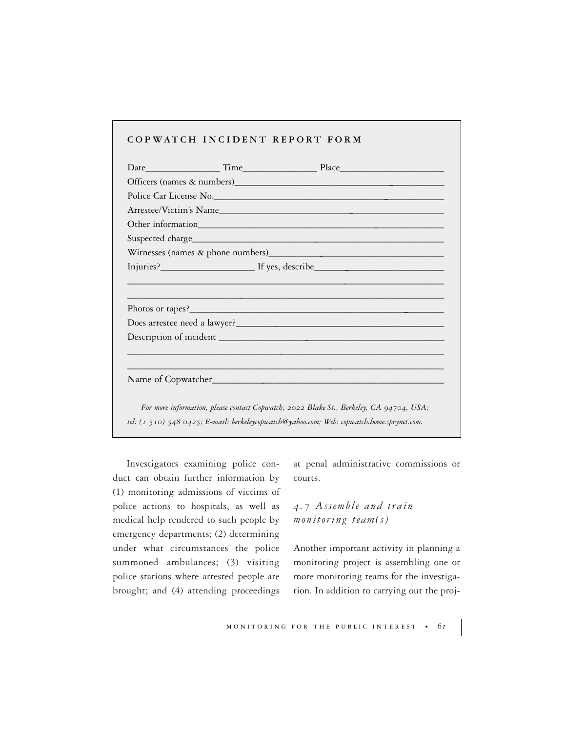**COPWATCH INCIDENT REPORT FORM**

Date_______________ Time_______________ Place_____________________

Officers (names & numbers)_____________________________________________

Police Car License No.________________________________________________

Arrestee/Victim's Name________________________________________________

Other information____________________________________________________

Suspected charge_____________________________________________________

Witnesses (names & phone numbers)_____________________________________

Injuries?___________________ If yes, describe_______________________

______________________________________________________________________

______________________________________________________________________

Photos or tapes?_____________________________________________________

Does arrestee need a lawyer?_________________________________________

Description of incident _____________________________________________

______________________________________________________________________

______________________________________________________________________

Name of Copwatcher___________________________________________________

*For more information, please contact Copwatch, 2022 Blake St., Berkeley, CA 94704, USA; tel: (1 510) 548 0425; E-mail: berkeleycopwatch@yahoo.com; Web: copwatch.home.sprynet.com.*

Investigators examining police conduct can obtain further information by (1) monitoring admissions of victims of police actions to hospitals, as well as medical help rendered to such people by emergency departments; (2) determining under what circumstances the police summoned ambulances; (3) visiting police stations where arrested people are brought; and (4) attending proceedings at penal administrative commissions or courts.

### *4.7 Assemble and train monitoring team(s)*

Another important activity in planning a monitoring project is assembling one or more monitoring teams for the investigation. In addition to carrying out the proj-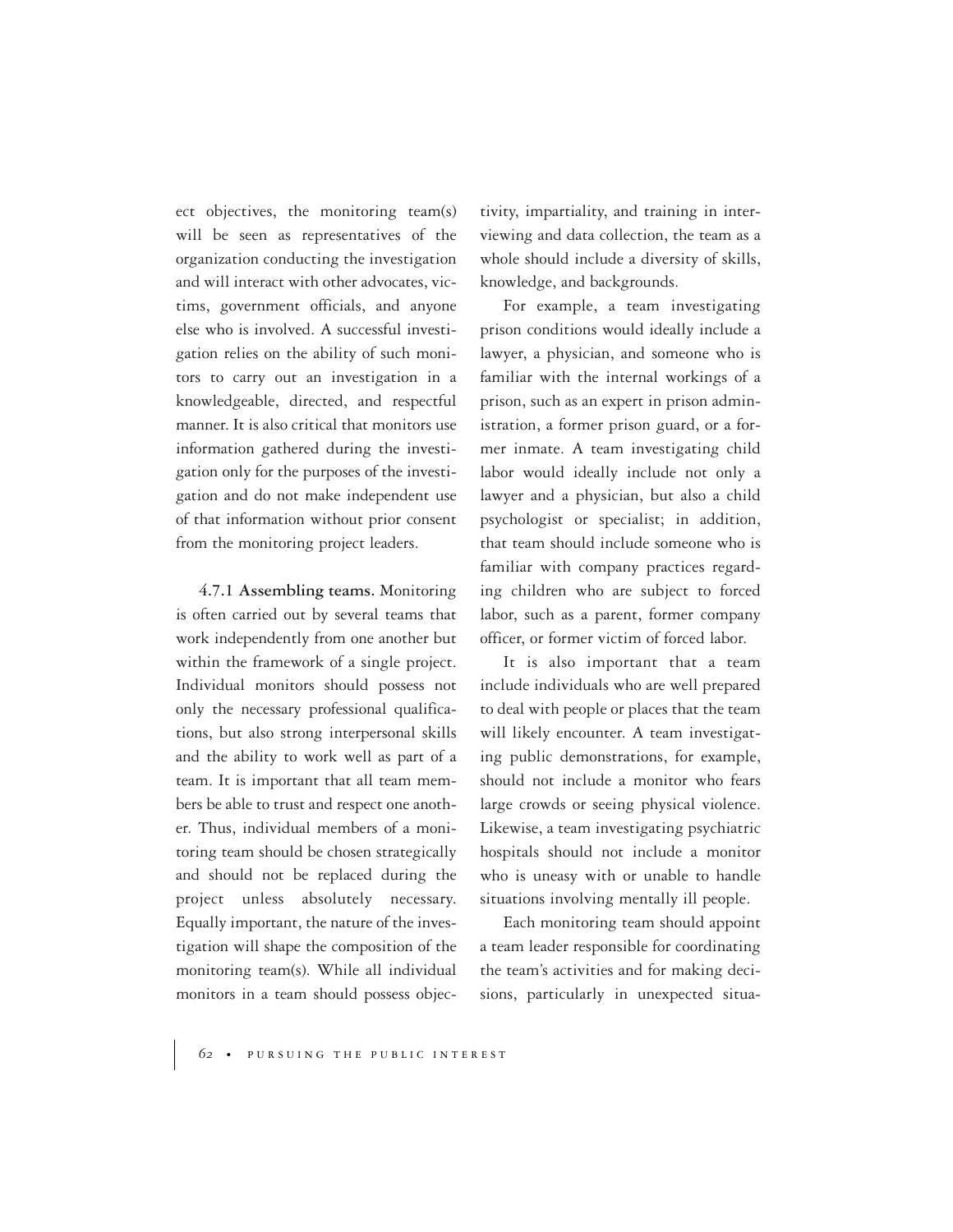ect objectives, the monitoring team(s) will be seen as representatives of the organization conducting the investigation and will interact with other advocates, victims, government officials, and anyone else who is involved. A successful investigation relies on the ability of such monitors to carry out an investigation in a knowledgeable, directed, and respectful manner. It is also critical that monitors use information gathered during the investigation only for the purposes of the investigation and do not make independent use of that information without prior consent from the monitoring project leaders.

**4.7.1 Assembling teams.** Monitoring is often carried out by several teams that work independently from one another but within the framework of a single project. Individual monitors should possess not only the necessary professional qualifications, but also strong interpersonal skills and the ability to work well as part of a team. It is important that all team members be able to trust and respect one another. Thus, individual members of a monitoring team should be chosen strategically and should not be replaced during the project unless absolutely necessary. Equally important, the nature of the investigation will shape the composition of the monitoring team(s). While all individual monitors in a team should possess objectivity, impartiality, and training in interviewing and data collection, the team as a whole should include a diversity of skills, knowledge, and backgrounds.

For example, a team investigating prison conditions would ideally include a lawyer, a physician, and someone who is familiar with the internal workings of a prison, such as an expert in prison administration, a former prison guard, or a former inmate. A team investigating child labor would ideally include not only a lawyer and a physician, but also a child psychologist or specialist; in addition, that team should include someone who is familiar with company practices regarding children who are subject to forced labor, such as a parent, former company officer, or former victim of forced labor.

It is also important that a team include individuals who are well prepared to deal with people or places that the team will likely encounter. A team investigating public demonstrations, for example, should not include a monitor who fears large crowds or seeing physical violence. Likewise, a team investigating psychiatric hospitals should not include a monitor who is uneasy with or unable to handle situations involving mentally ill people.

Each monitoring team should appoint a team leader responsible for coordinating the team's activities and for making decisions, particularly in unexpected situa-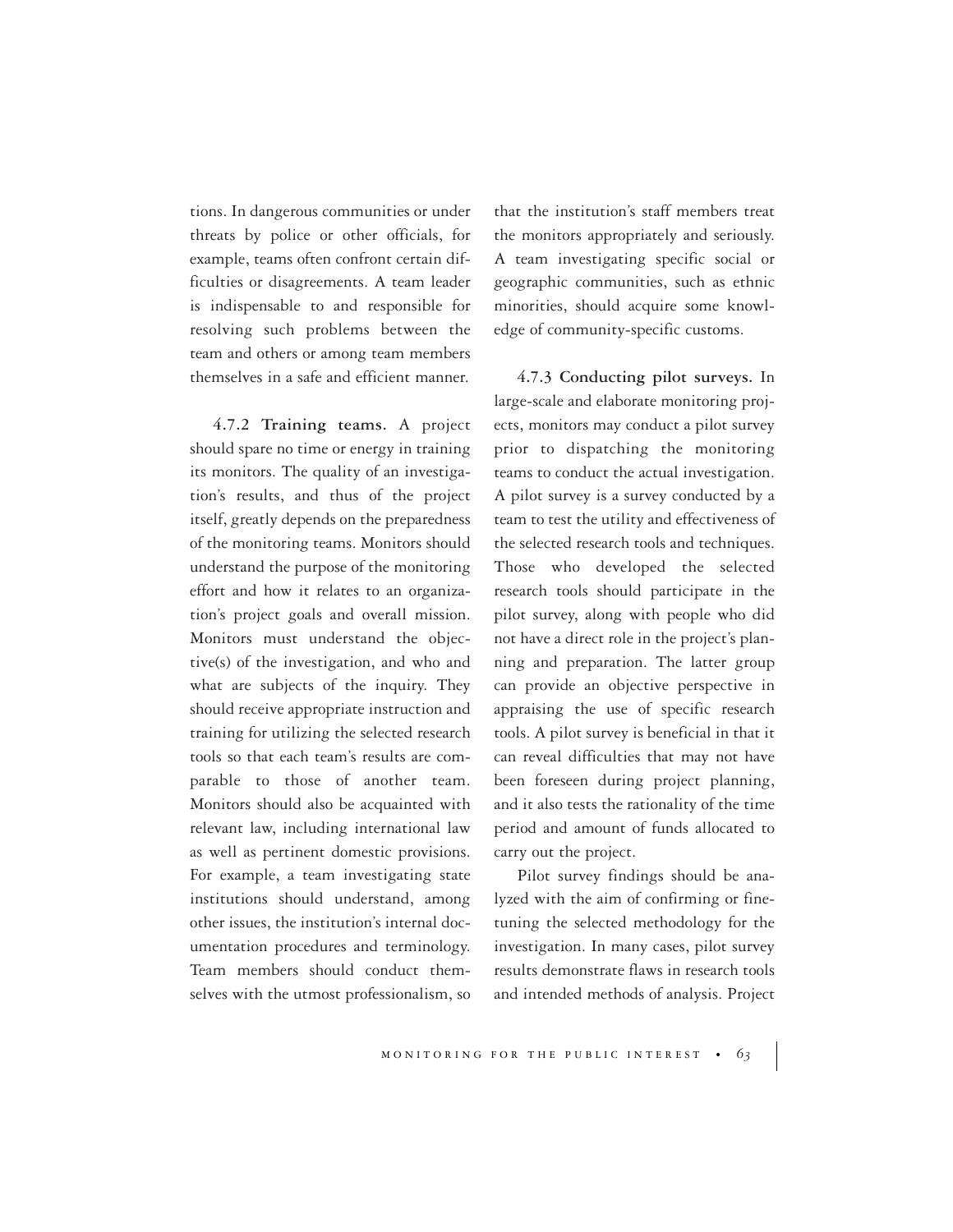tions. In dangerous communities or under threats by police or other officials, for example, teams often confront certain difficulties or disagreements. A team leader is indispensable to and responsible for resolving such problems between the team and others or among team members themselves in a safe and efficient manner.

4.7.2 **Training teams.** A project should spare no time or energy in training its monitors. The quality of an investigation's results, and thus of the project itself, greatly depends on the preparedness of the monitoring teams. Monitors should understand the purpose of the monitoring effort and how it relates to an organization's project goals and overall mission. Monitors must understand the objective(s) of the investigation, and who and what are subjects of the inquiry. They should receive appropriate instruction and training for utilizing the selected research tools so that each team's results are comparable to those of another team. Monitors should also be acquainted with relevant law, including international law as well as pertinent domestic provisions. For example, a team investigating state institutions should understand, among other issues, the institution's internal documentation procedures and terminology. Team members should conduct themselves with the utmost professionalism, so that the institution's staff members treat the monitors appropriately and seriously. A team investigating specific social or geographic communities, such as ethnic minorities, should acquire some knowledge of community-specific customs.

4.7.3 **Conducting pilot surveys.** In large-scale and elaborate monitoring projects, monitors may conduct a pilot survey prior to dispatching the monitoring teams to conduct the actual investigation. A pilot survey is a survey conducted by a team to test the utility and effectiveness of the selected research tools and techniques. Those who developed the selected research tools should participate in the pilot survey, along with people who did not have a direct role in the project's planning and preparation. The latter group can provide an objective perspective in appraising the use of specific research tools. A pilot survey is beneficial in that it can reveal difficulties that may not have been foreseen during project planning, and it also tests the rationality of the time period and amount of funds allocated to carry out the project.

Pilot survey findings should be analyzed with the aim of confirming or fine-tuning the selected methodology for the investigation. In many cases, pilot survey results demonstrate flaws in research tools and intended methods of analysis. Project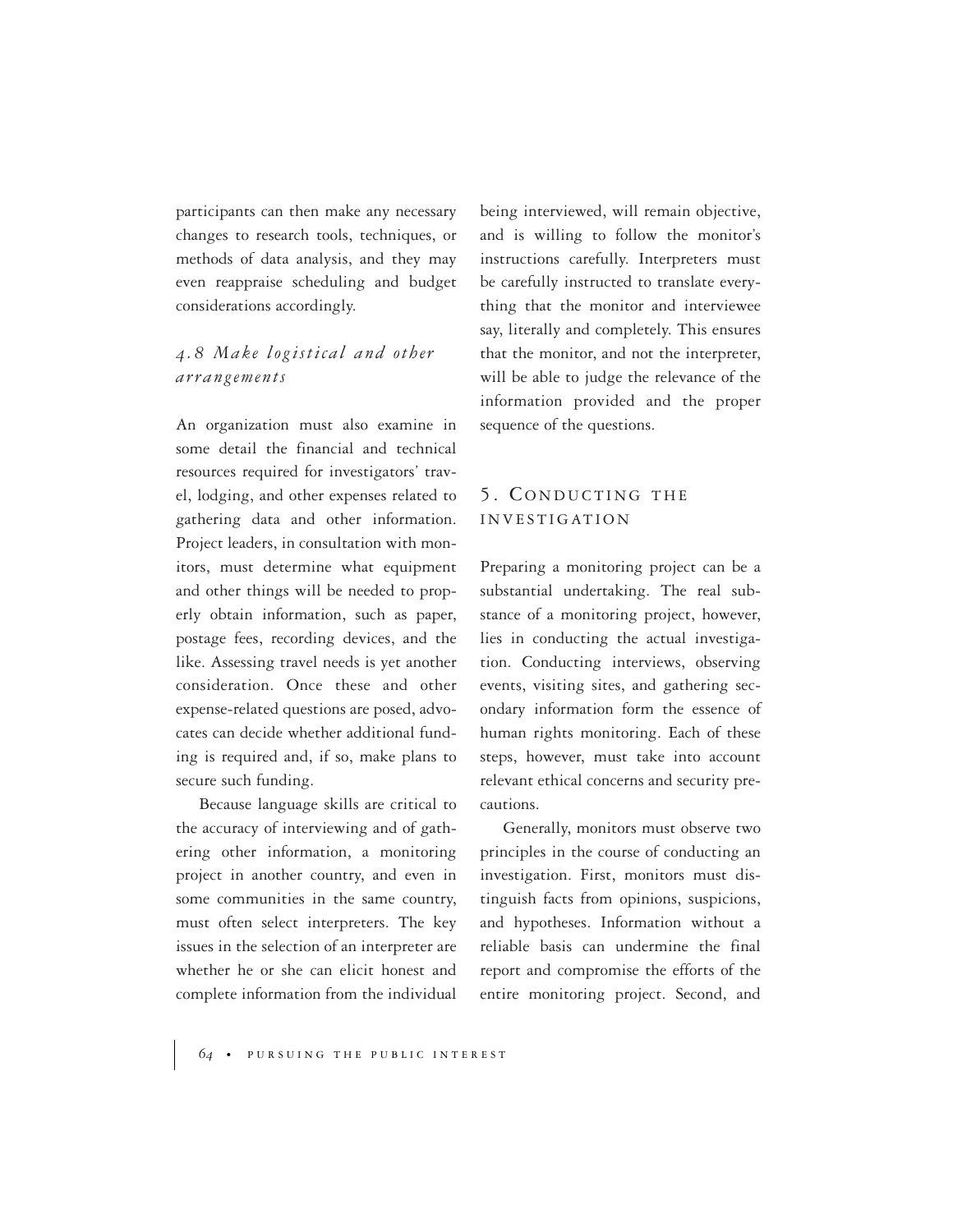participants can then make any necessary changes to research tools, techniques, or methods of data analysis, and they may even reappraise scheduling and budget considerations accordingly.

### *4.8 Make logistical and other arrangements*

An organization must also examine in some detail the financial and technical resources required for investigators' travel, lodging, and other expenses related to gathering data and other information. Project leaders, in consultation with monitors, must determine what equipment and other things will be needed to properly obtain information, such as paper, postage fees, recording devices, and the like. Assessing travel needs is yet another consideration. Once these and other expense-related questions are posed, advocates can decide whether additional funding is required and, if so, make plans to secure such funding.

Because language skills are critical to the accuracy of interviewing and of gathering other information, a monitoring project in another country, and even in some communities in the same country, must often select interpreters. The key issues in the selection of an interpreter are whether he or she can elicit honest and complete information from the individual being interviewed, will remain objective, and is willing to follow the monitor's instructions carefully. Interpreters must be carefully instructed to translate everything that the monitor and interviewee say, literally and completely. This ensures that the monitor, and not the interpreter, will be able to judge the relevance of the information provided and the proper sequence of the questions.

## 5. Conducting the Investigation

Preparing a monitoring project can be a substantial undertaking. The real substance of a monitoring project, however, lies in conducting the actual investigation. Conducting interviews, observing events, visiting sites, and gathering secondary information form the essence of human rights monitoring. Each of these steps, however, must take into account relevant ethical concerns and security precautions.

Generally, monitors must observe two principles in the course of conducting an investigation. First, monitors must distinguish facts from opinions, suspicions, and hypotheses. Information without a reliable basis can undermine the final report and compromise the efforts of the entire monitoring project. Second, and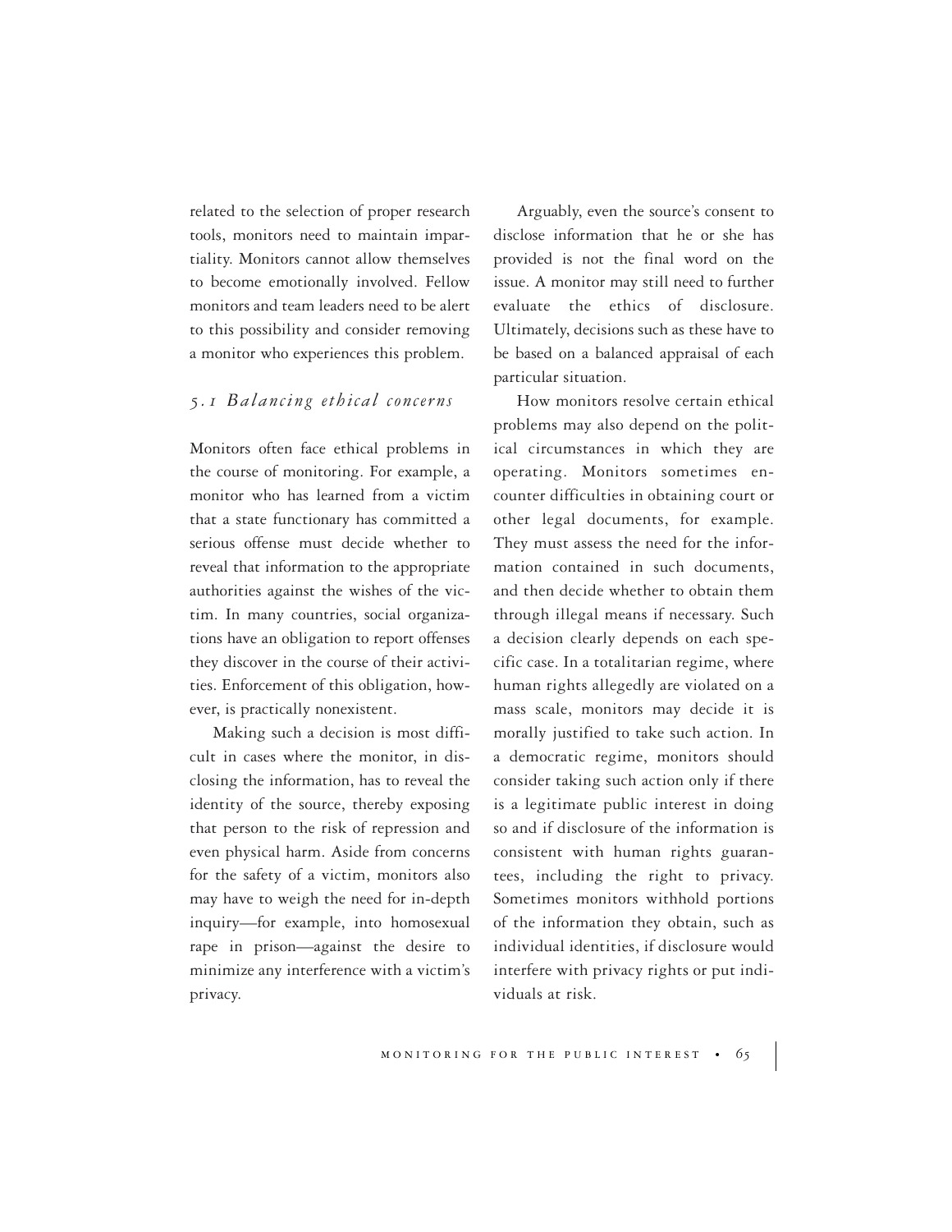related to the selection of proper research tools, monitors need to maintain impartiality. Monitors cannot allow themselves to become emotionally involved. Fellow monitors and team leaders need to be alert to this possibility and consider removing a monitor who experiences this problem.

## *5.1 Balancing ethical concerns*

Monitors often face ethical problems in the course of monitoring. For example, a monitor who has learned from a victim that a state functionary has committed a serious offense must decide whether to reveal that information to the appropriate authorities against the wishes of the victim. In many countries, social organizations have an obligation to report offenses they discover in the course of their activities. Enforcement of this obligation, however, is practically nonexistent.

Making such a decision is most difficult in cases where the monitor, in disclosing the information, has to reveal the identity of the source, thereby exposing that person to the risk of repression and even physical harm. Aside from concerns for the safety of a victim, monitors also may have to weigh the need for in-depth inquiry—for example, into homosexual rape in prison—against the desire to minimize any interference with a victim's privacy.

Arguably, even the source's consent to disclose information that he or she has provided is not the final word on the issue. A monitor may still need to further evaluate the ethics of disclosure. Ultimately, decisions such as these have to be based on a balanced appraisal of each particular situation.

How monitors resolve certain ethical problems may also depend on the political circumstances in which they are operating. Monitors sometimes encounter difficulties in obtaining court or other legal documents, for example. They must assess the need for the information contained in such documents, and then decide whether to obtain them through illegal means if necessary. Such a decision clearly depends on each specific case. In a totalitarian regime, where human rights allegedly are violated on a mass scale, monitors may decide it is morally justified to take such action. In a democratic regime, monitors should consider taking such action only if there is a legitimate public interest in doing so and if disclosure of the information is consistent with human rights guarantees, including the right to privacy. Sometimes monitors withhold portions of the information they obtain, such as individual identities, if disclosure would interfere with privacy rights or put individuals at risk.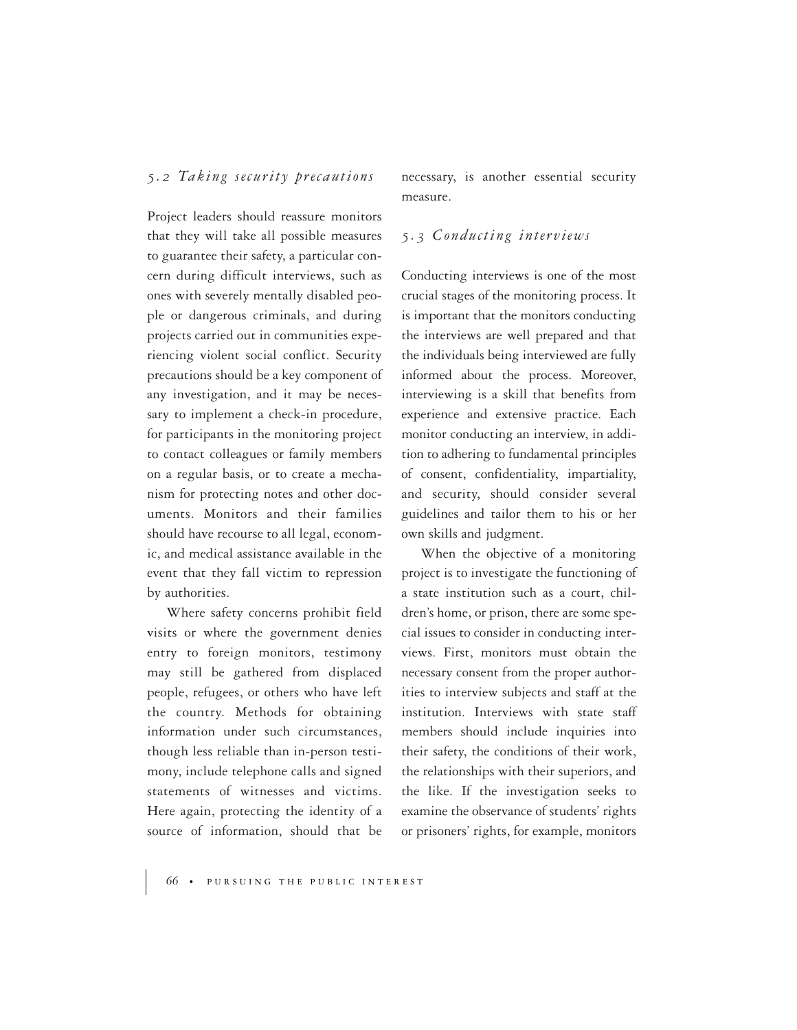### 5.2 Taking security precautions

Project leaders should reassure monitors that they will take all possible measures to guarantee their safety, a particular concern during difficult interviews, such as ones with severely mentally disabled people or dangerous criminals, and during projects carried out in communities experiencing violent social conflict. Security precautions should be a key component of any investigation, and it may be necessary to implement a check-in procedure, for participants in the monitoring project to contact colleagues or family members on a regular basis, or to create a mechanism for protecting notes and other documents. Monitors and their families should have recourse to all legal, economic, and medical assistance available in the event that they fall victim to repression by authorities.

Where safety concerns prohibit field visits or where the government denies entry to foreign monitors, testimony may still be gathered from displaced people, refugees, or others who have left the country. Methods for obtaining information under such circumstances, though less reliable than in-person testimony, include telephone calls and signed statements of witnesses and victims. Here again, protecting the identity of a source of information, should that be necessary, is another essential security measure.

### 5.3 Conducting interviews

Conducting interviews is one of the most crucial stages of the monitoring process. It is important that the monitors conducting the interviews are well prepared and that the individuals being interviewed are fully informed about the process. Moreover, interviewing is a skill that benefits from experience and extensive practice. Each monitor conducting an interview, in addition to adhering to fundamental principles of consent, confidentiality, impartiality, and security, should consider several guidelines and tailor them to his or her own skills and judgment.

When the objective of a monitoring project is to investigate the functioning of a state institution such as a court, children's home, or prison, there are some special issues to consider in conducting interviews. First, monitors must obtain the necessary consent from the proper authorities to interview subjects and staff at the institution. Interviews with state staff members should include inquiries into their safety, the conditions of their work, the relationships with their superiors, and the like. If the investigation seeks to examine the observance of students' rights or prisoners' rights, for example, monitors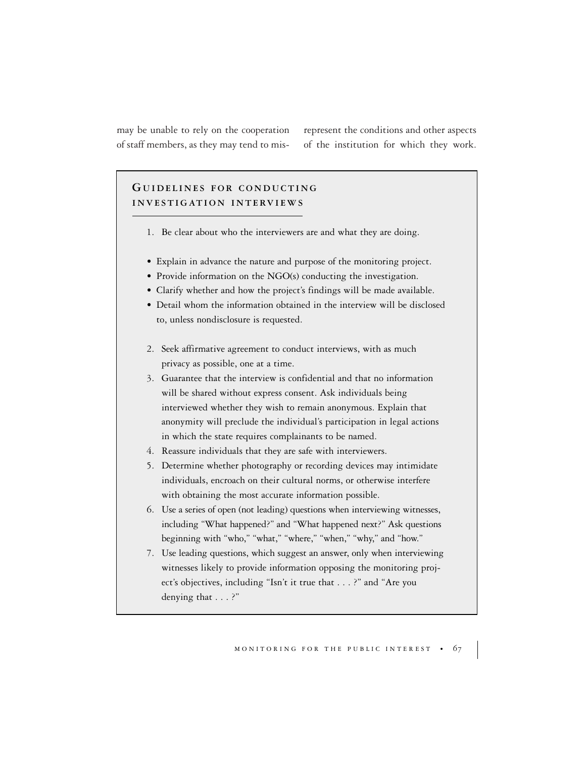may be unable to rely on the cooperation of staff members, as they may tend to misrepresent the conditions and other aspects of the institution for which they work.

### Guidelines for conducting investigation interviews

1. Be clear about who the interviewers are and what they are doing.

- Explain in advance the nature and purpose of the monitoring project.
- Provide information on the NGO(s) conducting the investigation.
- Clarify whether and how the project's findings will be made available.
- Detail whom the information obtained in the interview will be disclosed to, unless nondisclosure is requested.

2. Seek affirmative agreement to conduct interviews, with as much privacy as possible, one at a time.
3. Guarantee that the interview is confidential and that no information will be shared without express consent. Ask individuals being interviewed whether they wish to remain anonymous. Explain that anonymity will preclude the individual's participation in legal actions in which the state requires complainants to be named.
4. Reassure individuals that they are safe with interviewers.
5. Determine whether photography or recording devices may intimidate individuals, encroach on their cultural norms, or otherwise interfere with obtaining the most accurate information possible.
6. Use a series of open (not leading) questions when interviewing witnesses, including "What happened?" and "What happened next?" Ask questions beginning with "who," "what," "where," "when," "why," and "how."
7. Use leading questions, which suggest an answer, only when interviewing witnesses likely to provide information opposing the monitoring project's objectives, including "Isn't it true that . . . ?" and "Are you denying that . . . ?"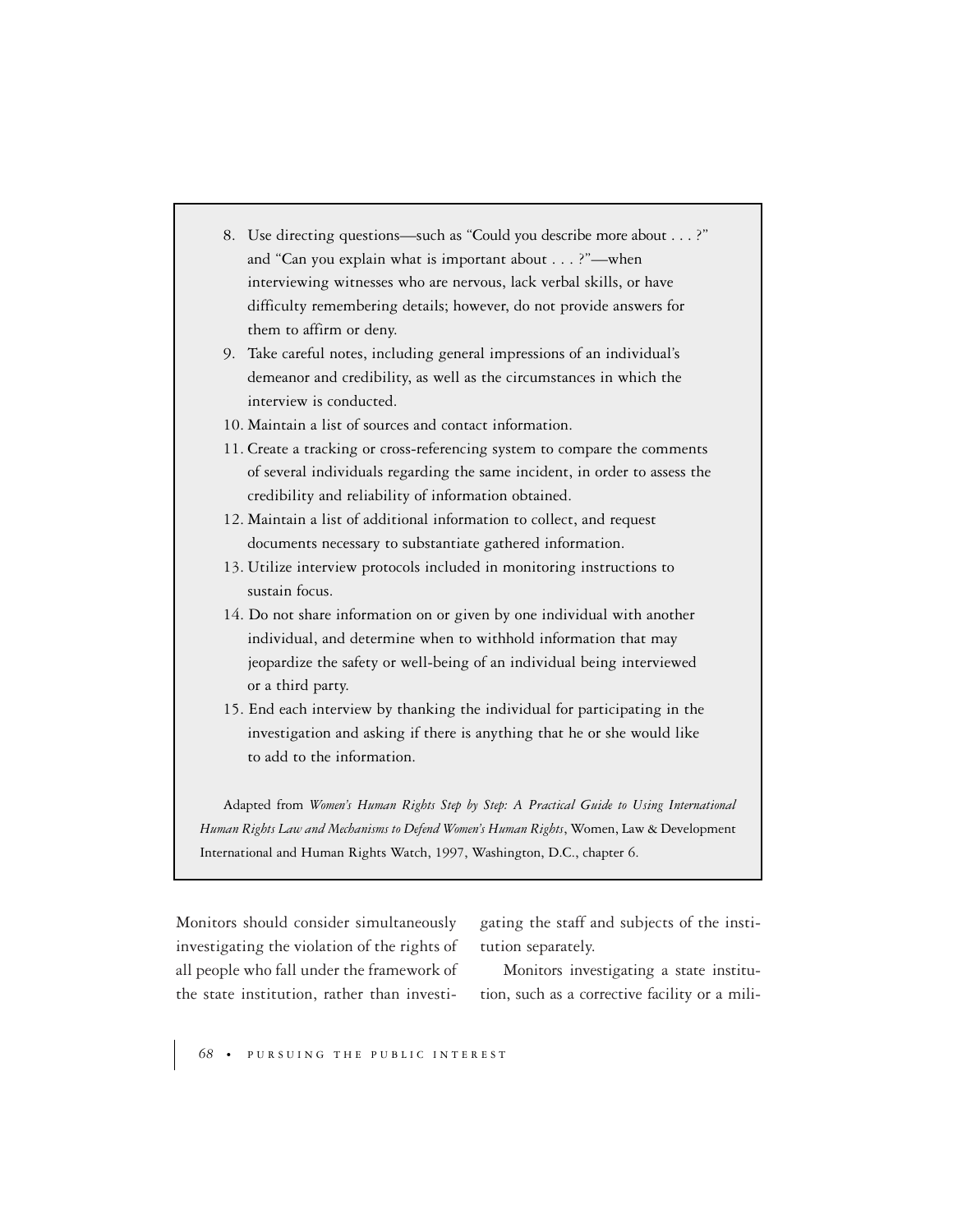8. Use directing questions—such as "Could you describe more about . . . ?" and "Can you explain what is important about . . . ?"—when interviewing witnesses who are nervous, lack verbal skills, or have difficulty remembering details; however, do not provide answers for them to affirm or deny.
9. Take careful notes, including general impressions of an individual's demeanor and credibility, as well as the circumstances in which the interview is conducted.
10. Maintain a list of sources and contact information.
11. Create a tracking or cross-referencing system to compare the comments of several individuals regarding the same incident, in order to assess the credibility and reliability of information obtained.
12. Maintain a list of additional information to collect, and request documents necessary to substantiate gathered information.
13. Utilize interview protocols included in monitoring instructions to sustain focus.
14. Do not share information on or given by one individual with another individual, and determine when to withhold information that may jeopardize the safety or well-being of an individual being interviewed or a third party.
15. End each interview by thanking the individual for participating in the investigation and asking if there is anything that he or she would like to add to the information.

Adapted from *Women's Human Rights Step by Step: A Practical Guide to Using International Human Rights Law and Mechanisms to Defend Women's Human Rights*, Women, Law & Development International and Human Rights Watch, 1997, Washington, D.C., chapter 6.

Monitors should consider simultaneously investigating the violation of the rights of all people who fall under the framework of the state institution, rather than investigating the staff and subjects of the institution separately.

Monitors investigating a state institution, such as a corrective facility or a mili-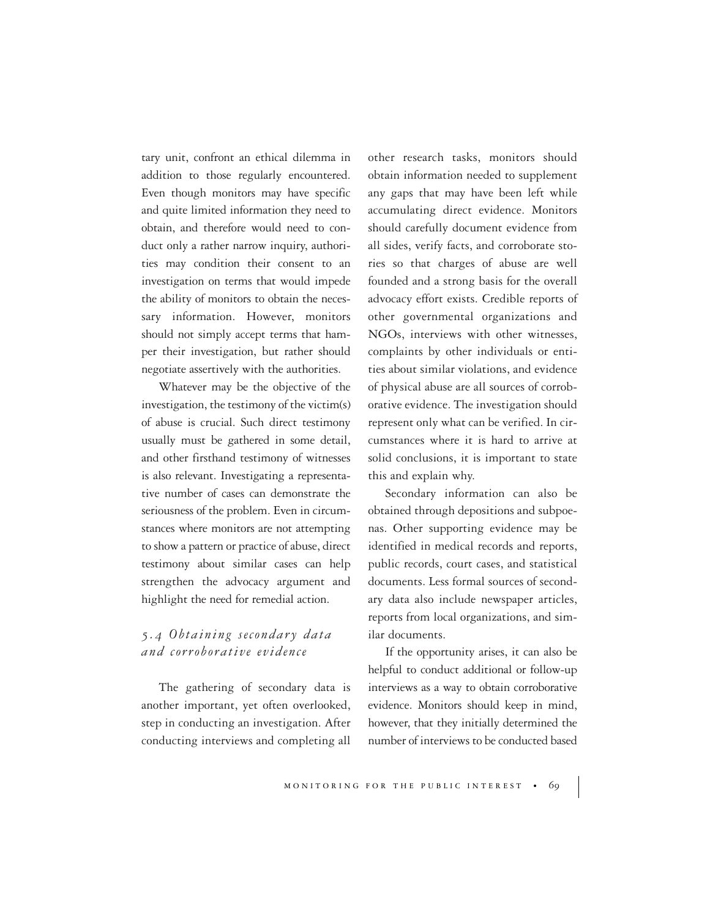tary unit, confront an ethical dilemma in addition to those regularly encountered. Even though monitors may have specific and quite limited information they need to obtain, and therefore would need to conduct only a rather narrow inquiry, authorities may condition their consent to an investigation on terms that would impede the ability of monitors to obtain the necessary information. However, monitors should not simply accept terms that hamper their investigation, but rather should negotiate assertively with the authorities.

Whatever may be the objective of the investigation, the testimony of the victim(s) of abuse is crucial. Such direct testimony usually must be gathered in some detail, and other firsthand testimony of witnesses is also relevant. Investigating a representative number of cases can demonstrate the seriousness of the problem. Even in circumstances where monitors are not attempting to show a pattern or practice of abuse, direct testimony about similar cases can help strengthen the advocacy argument and highlight the need for remedial action.

### *5.4 Obtaining secondary data and corroborative evidence*

The gathering of secondary data is another important, yet often overlooked, step in conducting an investigation. After conducting interviews and completing all other research tasks, monitors should obtain information needed to supplement any gaps that may have been left while accumulating direct evidence. Monitors should carefully document evidence from all sides, verify facts, and corroborate stories so that charges of abuse are well founded and a strong basis for the overall advocacy effort exists. Credible reports of other governmental organizations and NGOs, interviews with other witnesses, complaints by other individuals or entities about similar violations, and evidence of physical abuse are all sources of corroborative evidence. The investigation should represent only what can be verified. In circumstances where it is hard to arrive at solid conclusions, it is important to state this and explain why.

Secondary information can also be obtained through depositions and subpoenas. Other supporting evidence may be identified in medical records and reports, public records, court cases, and statistical documents. Less formal sources of secondary data also include newspaper articles, reports from local organizations, and similar documents.

If the opportunity arises, it can also be helpful to conduct additional or follow-up interviews as a way to obtain corroborative evidence. Monitors should keep in mind, however, that they initially determined the number of interviews to be conducted based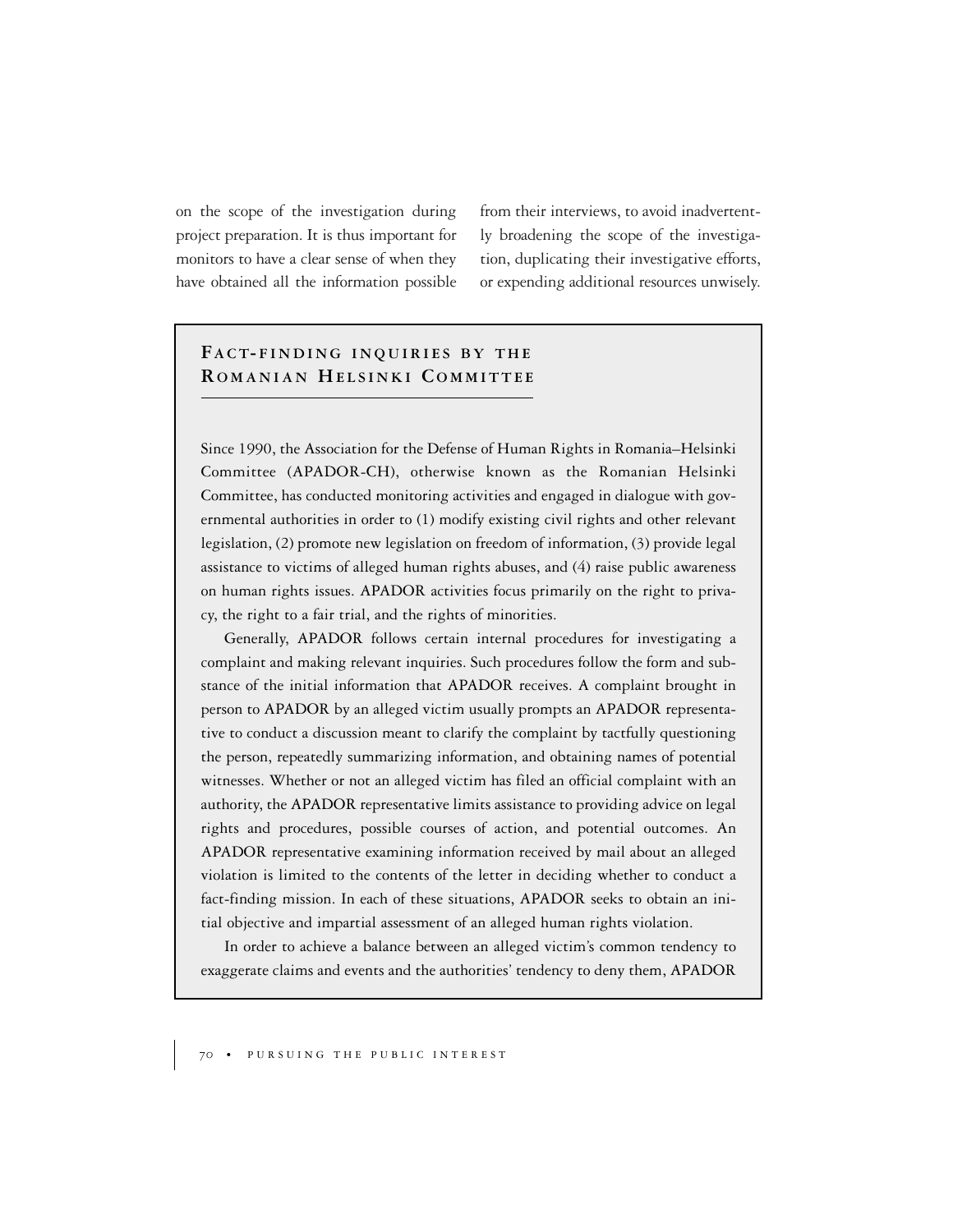on the scope of the investigation during project preparation. It is thus important for monitors to have a clear sense of when they have obtained all the information possible from their interviews, to avoid inadvertently broadening the scope of the investigation, duplicating their investigative efforts, or expending additional resources unwisely.

### Fact-finding inquiries by the Romanian Helsinki Committee

Since 1990, the Association for the Defense of Human Rights in Romania–Helsinki Committee (APADOR-CH), otherwise known as the Romanian Helsinki Committee, has conducted monitoring activities and engaged in dialogue with governmental authorities in order to (1) modify existing civil rights and other relevant legislation, (2) promote new legislation on freedom of information, (3) provide legal assistance to victims of alleged human rights abuses, and (4) raise public awareness on human rights issues. APADOR activities focus primarily on the right to privacy, the right to a fair trial, and the rights of minorities.

Generally, APADOR follows certain internal procedures for investigating a complaint and making relevant inquiries. Such procedures follow the form and substance of the initial information that APADOR receives. A complaint brought in person to APADOR by an alleged victim usually prompts an APADOR representative to conduct a discussion meant to clarify the complaint by tactfully questioning the person, repeatedly summarizing information, and obtaining names of potential witnesses. Whether or not an alleged victim has filed an official complaint with an authority, the APADOR representative limits assistance to providing advice on legal rights and procedures, possible courses of action, and potential outcomes. An APADOR representative examining information received by mail about an alleged violation is limited to the contents of the letter in deciding whether to conduct a fact-finding mission. In each of these situations, APADOR seeks to obtain an initial objective and impartial assessment of an alleged human rights violation.

In order to achieve a balance between an alleged victim's common tendency to exaggerate claims and events and the authorities' tendency to deny them, APADOR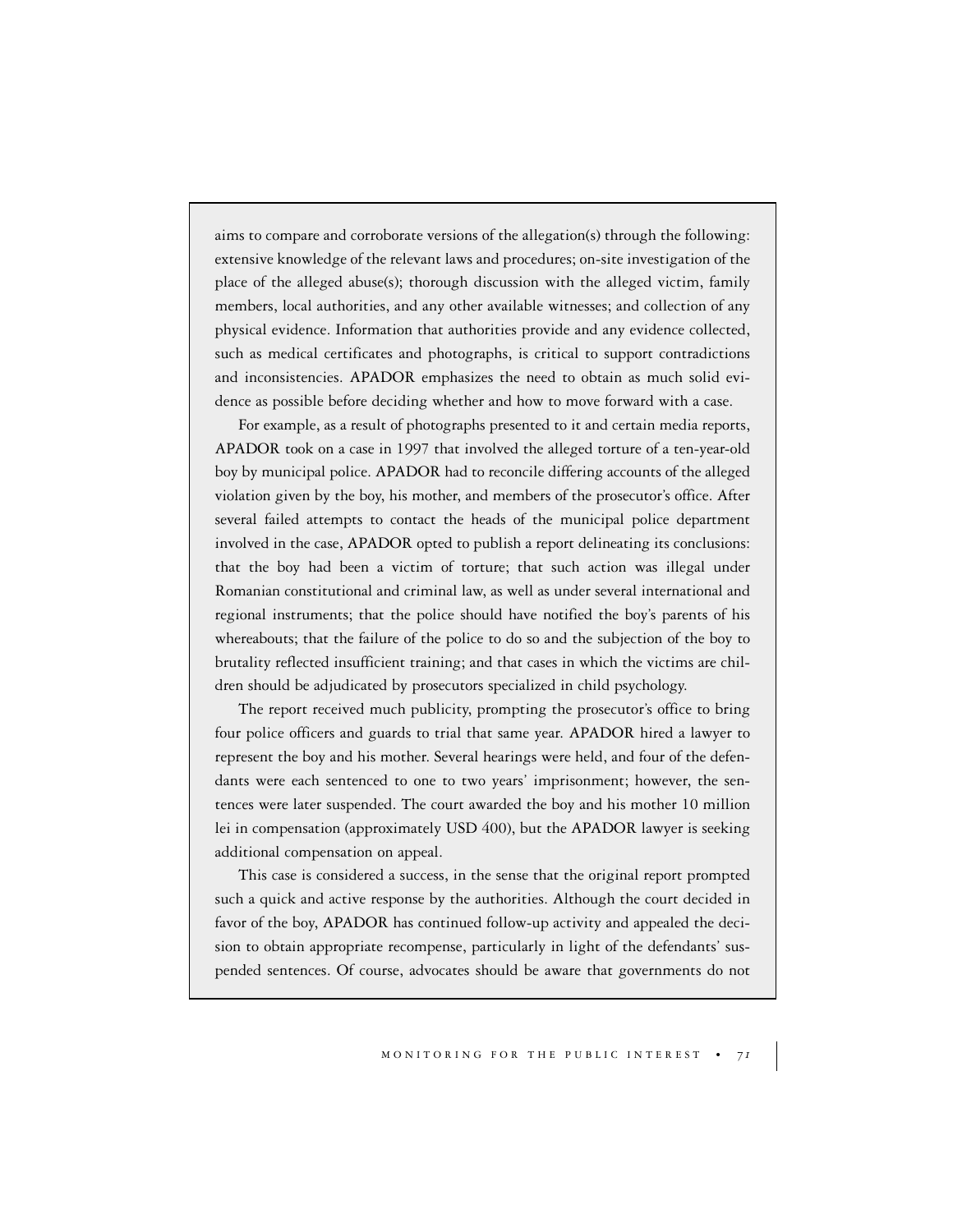aims to compare and corroborate versions of the allegation(s) through the following: extensive knowledge of the relevant laws and procedures; on-site investigation of the place of the alleged abuse(s); thorough discussion with the alleged victim, family members, local authorities, and any other available witnesses; and collection of any physical evidence. Information that authorities provide and any evidence collected, such as medical certificates and photographs, is critical to support contradictions and inconsistencies. APADOR emphasizes the need to obtain as much solid evidence as possible before deciding whether and how to move forward with a case.

For example, as a result of photographs presented to it and certain media reports, APADOR took on a case in 1997 that involved the alleged torture of a ten-year-old boy by municipal police. APADOR had to reconcile differing accounts of the alleged violation given by the boy, his mother, and members of the prosecutor's office. After several failed attempts to contact the heads of the municipal police department involved in the case, APADOR opted to publish a report delineating its conclusions: that the boy had been a victim of torture; that such action was illegal under Romanian constitutional and criminal law, as well as under several international and regional instruments; that the police should have notified the boy's parents of his whereabouts; that the failure of the police to do so and the subjection of the boy to brutality reflected insufficient training; and that cases in which the victims are children should be adjudicated by prosecutors specialized in child psychology.

The report received much publicity, prompting the prosecutor's office to bring four police officers and guards to trial that same year. APADOR hired a lawyer to represent the boy and his mother. Several hearings were held, and four of the defendants were each sentenced to one to two years' imprisonment; however, the sentences were later suspended. The court awarded the boy and his mother 10 million lei in compensation (approximately USD 400), but the APADOR lawyer is seeking additional compensation on appeal.

This case is considered a success, in the sense that the original report prompted such a quick and active response by the authorities. Although the court decided in favor of the boy, APADOR has continued follow-up activity and appealed the decision to obtain appropriate recompense, particularly in light of the defendants' suspended sentences. Of course, advocates should be aware that governments do not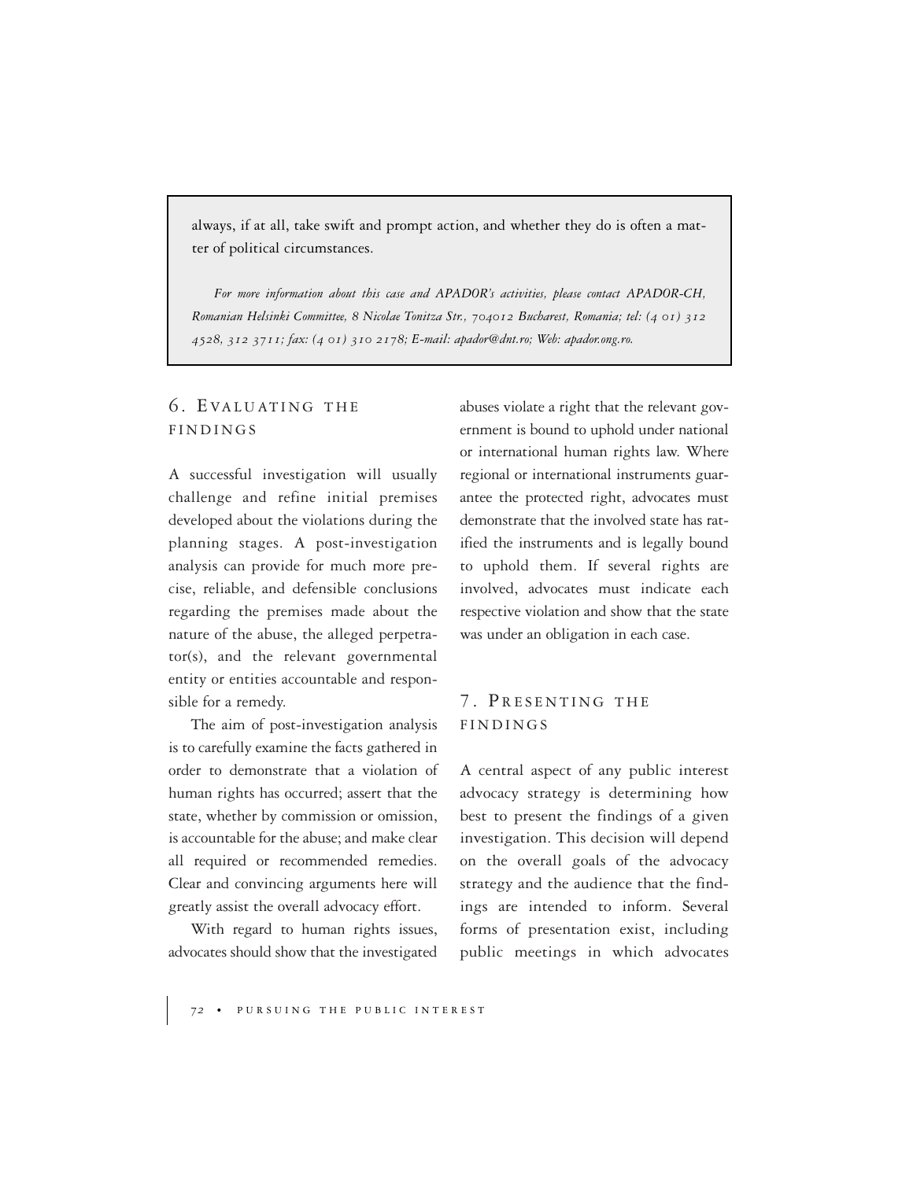always, if at all, take swift and prompt action, and whether they do is often a matter of political circumstances.

*For more information about this case and APADOR's activities, please contact APADOR-CH, Romanian Helsinki Committee, 8 Nicolae Tonitza Str., 704012 Bucharest, Romania; tel: (4 01) 312 4528, 312 3711; fax: (4 01) 310 2178; E-mail: apador@dnt.ro; Web: apador.ong.ro.*

## 6. Evaluating the Findings

A successful investigation will usually challenge and refine initial premises developed about the violations during the planning stages. A post-investigation analysis can provide for much more precise, reliable, and defensible conclusions regarding the premises made about the nature of the abuse, the alleged perpetrator(s), and the relevant governmental entity or entities accountable and responsible for a remedy.

The aim of post-investigation analysis is to carefully examine the facts gathered in order to demonstrate that a violation of human rights has occurred; assert that the state, whether by commission or omission, is accountable for the abuse; and make clear all required or recommended remedies. Clear and convincing arguments here will greatly assist the overall advocacy effort.

With regard to human rights issues, advocates should show that the investigated abuses violate a right that the relevant government is bound to uphold under national or international human rights law. Where regional or international instruments guarantee the protected right, advocates must demonstrate that the involved state has ratified the instruments and is legally bound to uphold them. If several rights are involved, advocates must indicate each respective violation and show that the state was under an obligation in each case.

## 7. Presenting the Findings

A central aspect of any public interest advocacy strategy is determining how best to present the findings of a given investigation. This decision will depend on the overall goals of the advocacy strategy and the audience that the findings are intended to inform. Several forms of presentation exist, including public meetings in which advocates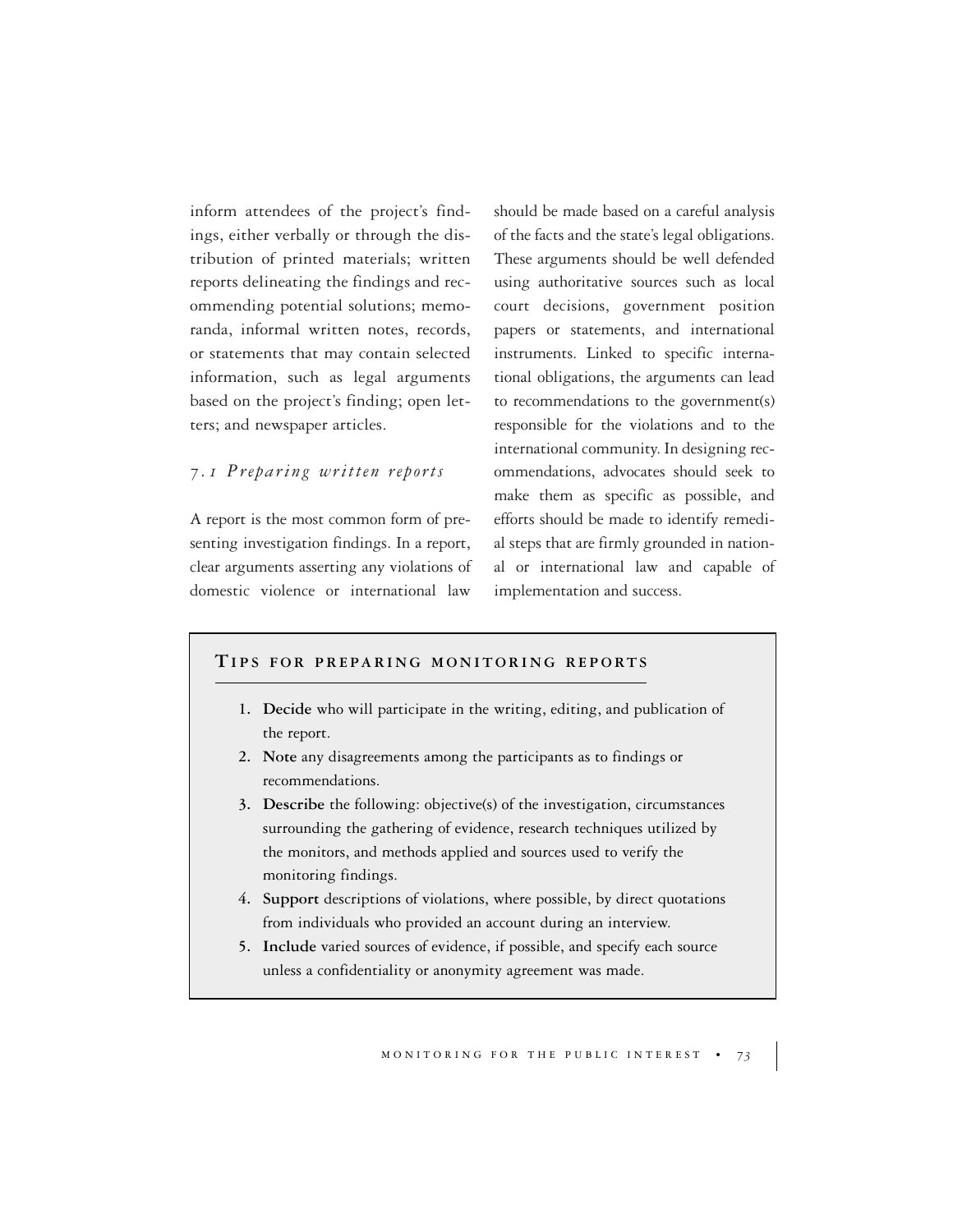inform attendees of the project's findings, either verbally or through the distribution of printed materials; written reports delineating the findings and recommending potential solutions; memoranda, informal written notes, records, or statements that may contain selected information, such as legal arguments based on the project's finding; open letters; and newspaper articles.

### *7.1 Preparing written reports*

A report is the most common form of presenting investigation findings. In a report, clear arguments asserting any violations of domestic violence or international law should be made based on a careful analysis of the facts and the state's legal obligations. These arguments should be well defended using authoritative sources such as local court decisions, government position papers or statements, and international instruments. Linked to specific international obligations, the arguments can lead to recommendations to the government(s) responsible for the violations and to the international community. In designing recommendations, advocates should seek to make them as specific as possible, and efforts should be made to identify remedial steps that are firmly grounded in national or international law and capable of implementation and success.

#### Tips for preparing monitoring reports

1. **Decide** who will participate in the writing, editing, and publication of the report.
2. **Note** any disagreements among the participants as to findings or recommendations.
3. **Describe** the following: objective(s) of the investigation, circumstances surrounding the gathering of evidence, research techniques utilized by the monitors, and methods applied and sources used to verify the monitoring findings.
4. **Support** descriptions of violations, where possible, by direct quotations from individuals who provided an account during an interview.
5. **Include** varied sources of evidence, if possible, and specify each source unless a confidentiality or anonymity agreement was made.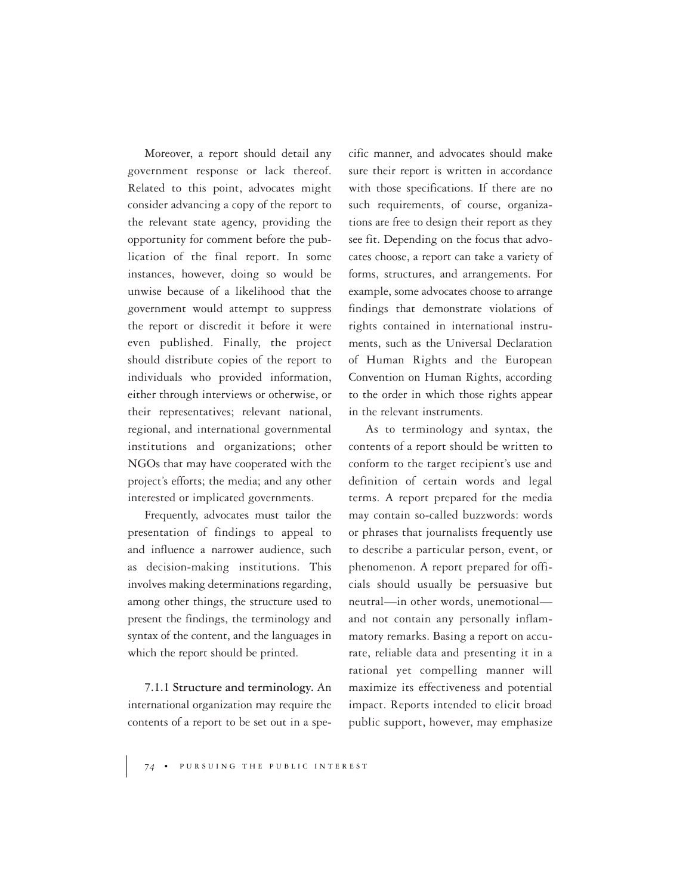Moreover, a report should detail any government response or lack thereof. Related to this point, advocates might consider advancing a copy of the report to the relevant state agency, providing the opportunity for comment before the publication of the final report. In some instances, however, doing so would be unwise because of a likelihood that the government would attempt to suppress the report or discredit it before it were even published. Finally, the project should distribute copies of the report to individuals who provided information, either through interviews or otherwise, or their representatives; relevant national, regional, and international governmental institutions and organizations; other NGOs that may have cooperated with the project's efforts; the media; and any other interested or implicated governments.

Frequently, advocates must tailor the presentation of findings to appeal to and influence a narrower audience, such as decision-making institutions. This involves making determinations regarding, among other things, the structure used to present the findings, the terminology and syntax of the content, and the languages in which the report should be printed.

**7.1.1 Structure and terminology.** An international organization may require the contents of a report to be set out in a specific manner, and advocates should make sure their report is written in accordance with those specifications. If there are no such requirements, of course, organizations are free to design their report as they see fit. Depending on the focus that advocates choose, a report can take a variety of forms, structures, and arrangements. For example, some advocates choose to arrange findings that demonstrate violations of rights contained in international instruments, such as the Universal Declaration of Human Rights and the European Convention on Human Rights, according to the order in which those rights appear in the relevant instruments.

As to terminology and syntax, the contents of a report should be written to conform to the target recipient's use and definition of certain words and legal terms. A report prepared for the media may contain so-called buzzwords: words or phrases that journalists frequently use to describe a particular person, event, or phenomenon. A report prepared for officials should usually be persuasive but neutral—in other words, unemotional—and not contain any personally inflammatory remarks. Basing a report on accurate, reliable data and presenting it in a rational yet compelling manner will maximize its effectiveness and potential impact. Reports intended to elicit broad public support, however, may emphasize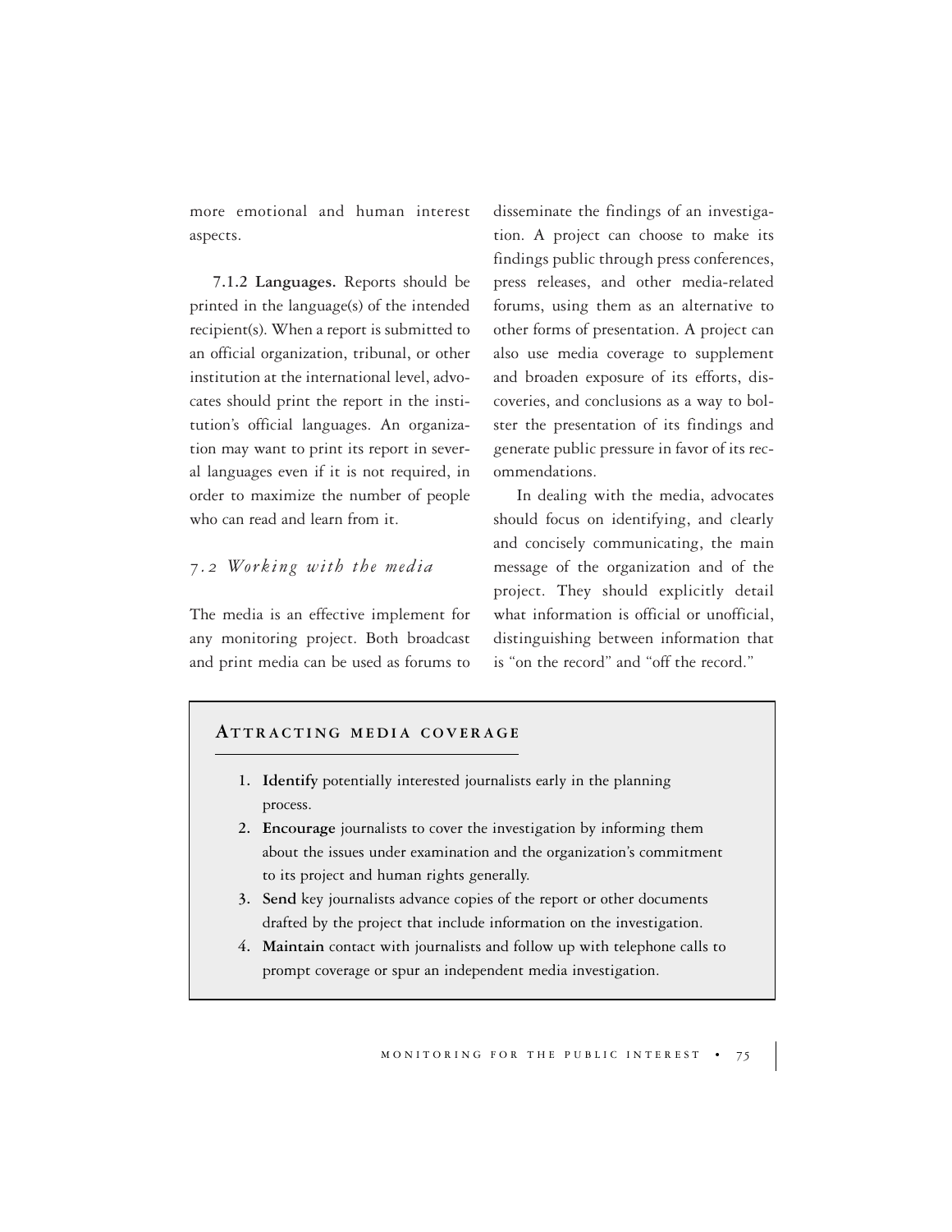more emotional and human interest aspects.

**7.1.2 Languages.** Reports should be printed in the language(s) of the intended recipient(s). When a report is submitted to an official organization, tribunal, or other institution at the international level, advocates should print the report in the institution's official languages. An organization may want to print its report in several languages even if it is not required, in order to maximize the number of people who can read and learn from it.

### *7.2 Working with the media*

The media is an effective implement for any monitoring project. Both broadcast and print media can be used as forums to disseminate the findings of an investigation. A project can choose to make its findings public through press conferences, press releases, and other media-related forums, using them as an alternative to other forms of presentation. A project can also use media coverage to supplement and broaden exposure of its efforts, discoveries, and conclusions as a way to bolster the presentation of its findings and generate public pressure in favor of its recommendations.

In dealing with the media, advocates should focus on identifying, and clearly and concisely communicating, the main message of the organization and of the project. They should explicitly detail what information is official or unofficial, distinguishing between information that is "on the record" and "off the record."

#### Attracting media coverage

1. **Identify** potentially interested journalists early in the planning process.
2. **Encourage** journalists to cover the investigation by informing them about the issues under examination and the organization's commitment to its project and human rights generally.
3. **Send** key journalists advance copies of the report or other documents drafted by the project that include information on the investigation.
4. **Maintain** contact with journalists and follow up with telephone calls to prompt coverage or spur an independent media investigation.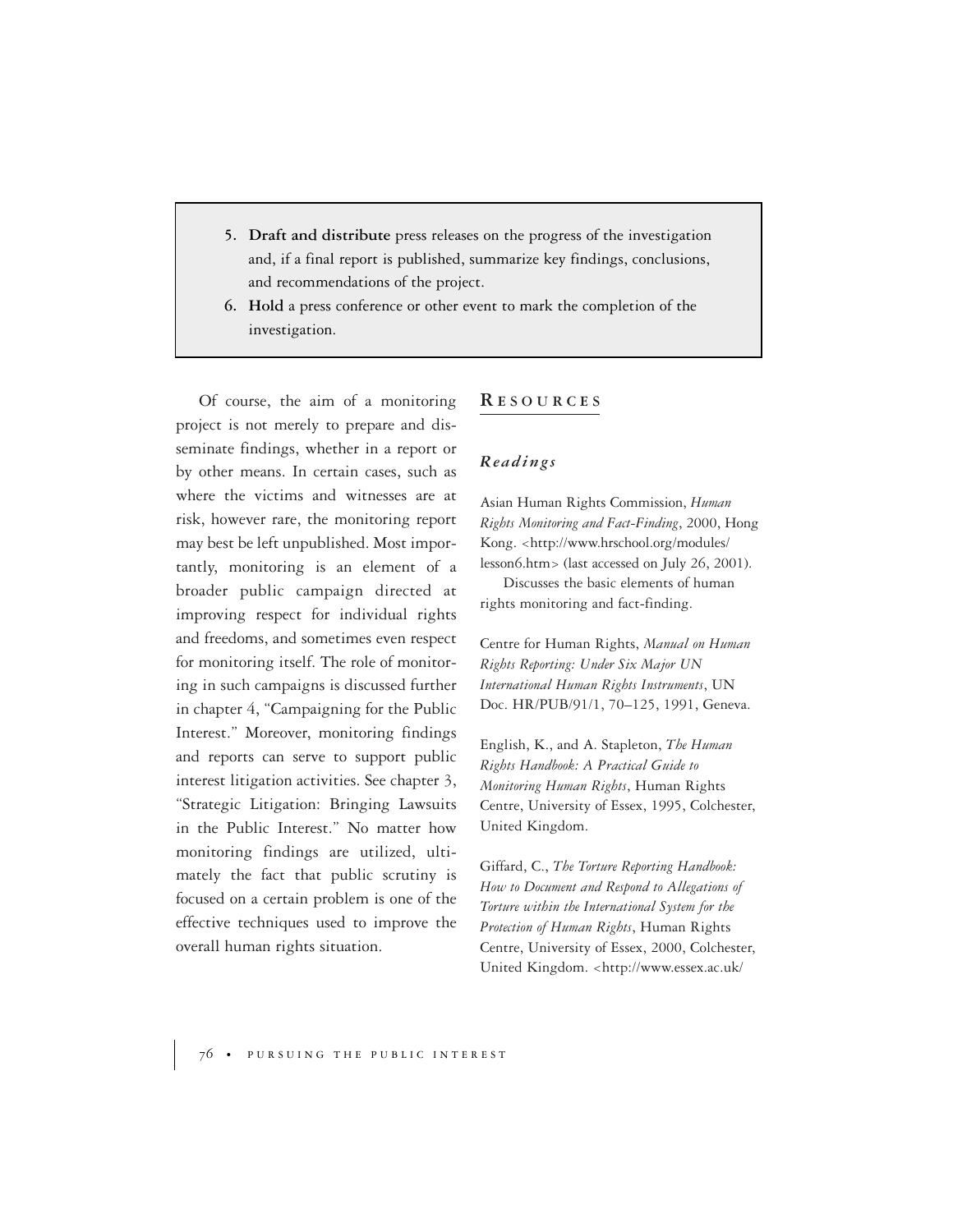5. **Draft and distribute** press releases on the progress of the investigation and, if a final report is published, summarize key findings, conclusions, and recommendations of the project.
6. **Hold** a press conference or other event to mark the completion of the investigation.

Of course, the aim of a monitoring project is not merely to prepare and disseminate findings, whether in a report or by other means. In certain cases, such as where the victims and witnesses are at risk, however rare, the monitoring report may best be left unpublished. Most importantly, monitoring is an element of a broader public campaign directed at improving respect for individual rights and freedoms, and sometimes even respect for monitoring itself. The role of monitoring in such campaigns is discussed further in chapter 4, "Campaigning for the Public Interest." Moreover, monitoring findings and reports can serve to support public interest litigation activities. See chapter 3, "Strategic Litigation: Bringing Lawsuits in the Public Interest." No matter how monitoring findings are utilized, ultimately the fact that public scrutiny is focused on a certain problem is one of the effective techniques used to improve the overall human rights situation.

## RESOURCES

### *Readings*

Asian Human Rights Commission, *Human Rights Monitoring and Fact-Finding*, 2000, Hong Kong. <http://www.hrschool.org/modules/lesson6.htm> (last accessed on July 26, 2001).

Discusses the basic elements of human rights monitoring and fact-finding.

Centre for Human Rights, *Manual on Human Rights Reporting: Under Six Major UN International Human Rights Instruments*, UN Doc. HR/PUB/91/1, 70–125, 1991, Geneva.

English, K., and A. Stapleton, *The Human Rights Handbook: A Practical Guide to Monitoring Human Rights*, Human Rights Centre, University of Essex, 1995, Colchester, United Kingdom.

Giffard, C., *The Torture Reporting Handbook: How to Document and Respond to Allegations of Torture within the International System for the Protection of Human Rights*, Human Rights Centre, University of Essex, 2000, Colchester, United Kingdom. <http://www.essex.ac.uk/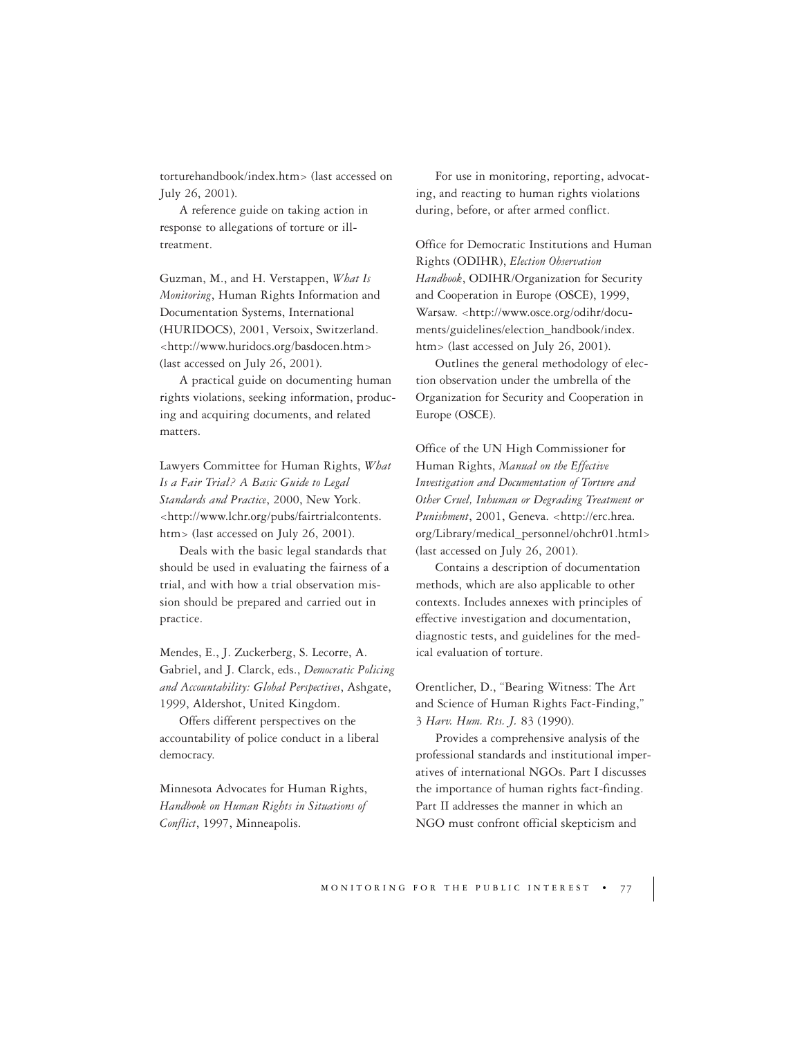torturehandbook/index.htm> (last accessed on July 26, 2001).

A reference guide on taking action in response to allegations of torture or ill-treatment.

Guzman, M., and H. Verstappen, *What Is Monitoring*, Human Rights Information and Documentation Systems, International (HURIDOCS), 2001, Versoix, Switzerland. <http://www.huridocs.org/basdocen.htm> (last accessed on July 26, 2001).

A practical guide on documenting human rights violations, seeking information, producing and acquiring documents, and related matters.

Lawyers Committee for Human Rights, *What Is a Fair Trial? A Basic Guide to Legal Standards and Practice*, 2000, New York. <http://www.lchr.org/pubs/fairtrialcontents.htm> (last accessed on July 26, 2001).

Deals with the basic legal standards that should be used in evaluating the fairness of a trial, and with how a trial observation mission should be prepared and carried out in practice.

Mendes, E., J. Zuckerberg, S. Lecorre, A. Gabriel, and J. Clarck, eds., *Democratic Policing and Accountability: Global Perspectives*, Ashgate, 1999, Aldershot, United Kingdom.

Offers different perspectives on the accountability of police conduct in a liberal democracy.

Minnesota Advocates for Human Rights, *Handbook on Human Rights in Situations of Conflict*, 1997, Minneapolis.

For use in monitoring, reporting, advocating, and reacting to human rights violations during, before, or after armed conflict.

Office for Democratic Institutions and Human Rights (ODIHR), *Election Observation Handbook*, ODIHR/Organization for Security and Cooperation in Europe (OSCE), 1999, Warsaw. <http://www.osce.org/odihr/documents/guidelines/election_handbook/index.htm> (last accessed on July 26, 2001).

Outlines the general methodology of election observation under the umbrella of the Organization for Security and Cooperation in Europe (OSCE).

Office of the UN High Commissioner for Human Rights, *Manual on the Effective Investigation and Documentation of Torture and Other Cruel, Inhuman or Degrading Treatment or Punishment*, 2001, Geneva. <http://erc.hrea.org/Library/medical_personnel/ohchr01.html> (last accessed on July 26, 2001).

Contains a description of documentation methods, which are also applicable to other contexts. Includes annexes with principles of effective investigation and documentation, diagnostic tests, and guidelines for the medical evaluation of torture.

Orentlicher, D., "Bearing Witness: The Art and Science of Human Rights Fact-Finding," 3 *Harv. Hum. Rts. J.* 83 (1990).

Provides a comprehensive analysis of the professional standards and institutional imperatives of international NGOs. Part I discusses the importance of human rights fact-finding. Part II addresses the manner in which an NGO must confront official skepticism and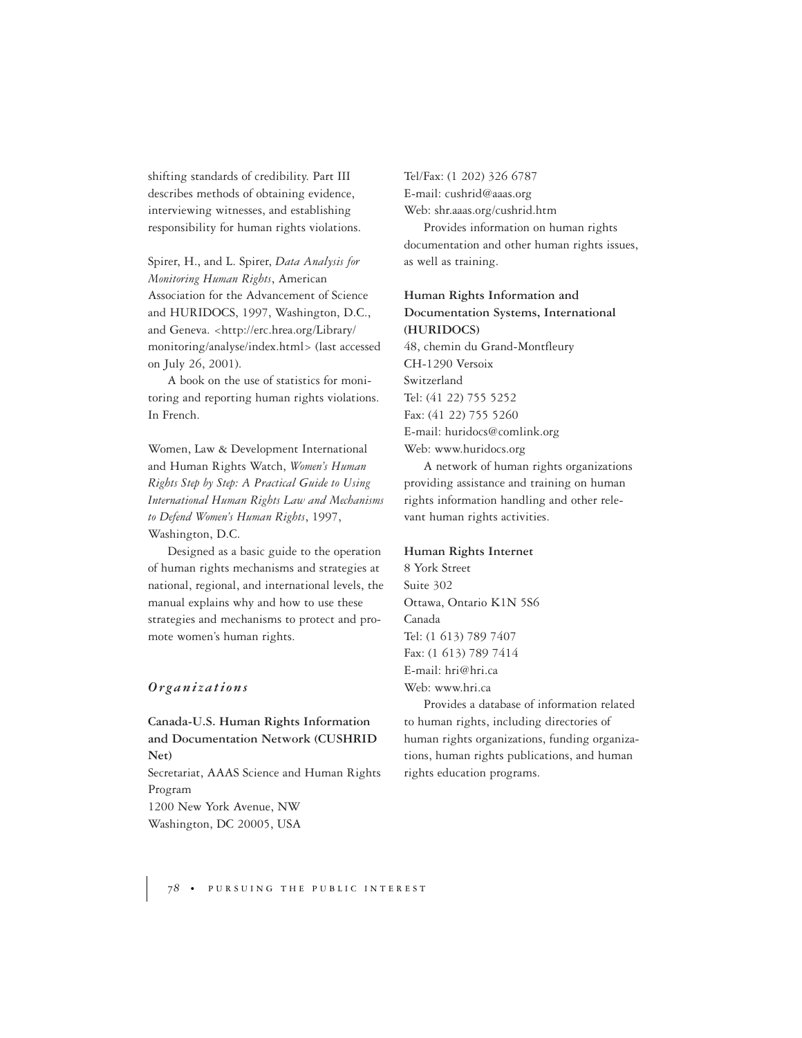shifting standards of credibility. Part III describes methods of obtaining evidence, interviewing witnesses, and establishing responsibility for human rights violations.

Spirer, H., and L. Spirer, *Data Analysis for Monitoring Human Rights*, American Association for the Advancement of Science and HURIDOCS, 1997, Washington, D.C., and Geneva. <http://erc.hrea.org/Library/monitoring/analyse/index.html> (last accessed on July 26, 2001).

A book on the use of statistics for monitoring and reporting human rights violations. In French.

Women, Law & Development International and Human Rights Watch, *Women's Human Rights Step by Step: A Practical Guide to Using International Human Rights Law and Mechanisms to Defend Women's Human Rights*, 1997, Washington, D.C.

Designed as a basic guide to the operation of human rights mechanisms and strategies at national, regional, and international levels, the manual explains why and how to use these strategies and mechanisms to protect and promote women's human rights.

### *Organizations*

**Canada-U.S. Human Rights Information and Documentation Network (CUSHRID Net)**
Secretariat, AAAS Science and Human Rights Program
1200 New York Avenue, NW
Washington, DC 20005, USA
Tel/Fax: (1 202) 326 6787
E-mail: cushrid@aaas.org
Web: shr.aaas.org/cushrid.htm

Provides information on human rights documentation and other human rights issues, as well as training.

**Human Rights Information and Documentation Systems, International (HURIDOCS)**
48, chemin du Grand-Montfleury
CH-1290 Versoix
Switzerland
Tel: (41 22) 755 5252
Fax: (41 22) 755 5260
E-mail: huridocs@comlink.org
Web: www.huridocs.org

A network of human rights organizations providing assistance and training on human rights information handling and other relevant human rights activities.

**Human Rights Internet**
8 York Street
Suite 302
Ottawa, Ontario K1N 5S6
Canada
Tel: (1 613) 789 7407
Fax: (1 613) 789 7414
E-mail: hri@hri.ca
Web: www.hri.ca

Provides a database of information related to human rights, including directories of human rights organizations, funding organizations, human rights publications, and human rights education programs.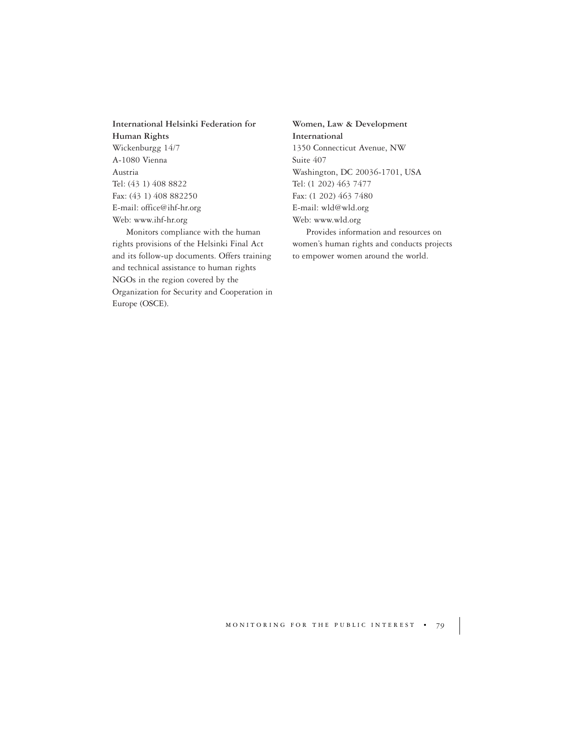**International Helsinki Federation for Human Rights**
Wickenburgg 14/7
A-1080 Vienna
Austria
Tel: (43 1) 408 8822
Fax: (43 1) 408 882250
E-mail: office@ihf-hr.org
Web: www.ihf-hr.org

Monitors compliance with the human rights provisions of the Helsinki Final Act and its follow-up documents. Offers training and technical assistance to human rights NGOs in the region covered by the Organization for Security and Cooperation in Europe (OSCE).

**Women, Law & Development International**
1350 Connecticut Avenue, NW
Suite 407
Washington, DC 20036-1701, USA
Tel: (1 202) 463 7477
Fax: (1 202) 463 7480
E-mail: wld@wld.org
Web: www.wld.org

Provides information and resources on women's human rights and conducts projects to empower women around the world.